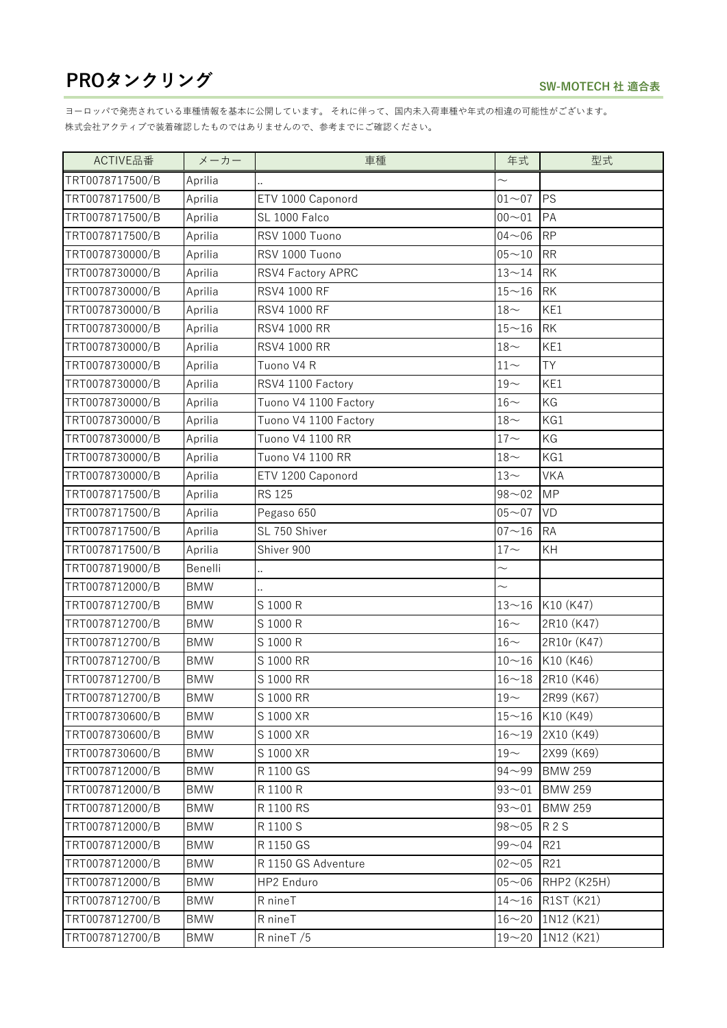# PROタンクリング

**SW-MOTECH 社 適合表**

ヨーロッパで発売されている車種情報を基本に公開しています。 それに伴って、国内未入荷車種や年式の相違の可能性がございます。
株式会社アクティブで装着確認したものではありませんので、参考までにご確認ください。

| ACTIVE品番 | メーカー | 車種 | 年式 | 型式 |
|---|---|---|---|---|
| TRT0078717500/B | Aprilia | .. | ～ | |
| TRT0078717500/B | Aprilia | ETV 1000 Caponord | 01～07 | PS |
| TRT0078717500/B | Aprilia | SL 1000 Falco | 00～01 | PA |
| TRT0078717500/B | Aprilia | RSV 1000 Tuono | 04～06 | RP |
| TRT0078730000/B | Aprilia | RSV 1000 Tuono | 05～10 | RR |
| TRT0078730000/B | Aprilia | RSV4 Factory APRC | 13～14 | RK |
| TRT0078730000/B | Aprilia | RSV4 1000 RF | 15～16 | RK |
| TRT0078730000/B | Aprilia | RSV4 1000 RF | 18～ | KE1 |
| TRT0078730000/B | Aprilia | RSV4 1000 RR | 15～16 | RK |
| TRT0078730000/B | Aprilia | RSV4 1000 RR | 18～ | KE1 |
| TRT0078730000/B | Aprilia | Tuono V4 R | 11～ | TY |
| TRT0078730000/B | Aprilia | RSV4 1100 Factory | 19～ | KE1 |
| TRT0078730000/B | Aprilia | Tuono V4 1100 Factory | 16～ | KG |
| TRT0078730000/B | Aprilia | Tuono V4 1100 Factory | 18～ | KG1 |
| TRT0078730000/B | Aprilia | Tuono V4 1100 RR | 17～ | KG |
| TRT0078730000/B | Aprilia | Tuono V4 1100 RR | 18～ | KG1 |
| TRT0078730000/B | Aprilia | ETV 1200 Caponord | 13～ | VKA |
| TRT0078717500/B | Aprilia | RS 125 | 98～02 | MP |
| TRT0078717500/B | Aprilia | Pegaso 650 | 05～07 | VD |
| TRT0078717500/B | Aprilia | SL 750 Shiver | 07～16 | RA |
| TRT0078717500/B | Aprilia | Shiver 900 | 17～ | KH |
| TRT0078719000/B | Benelli | .. | ～ | |
| TRT0078712000/B | BMW | .. | ～ | |
| TRT0078712700/B | BMW | S 1000 R | 13～16 | K10 (K47) |
| TRT0078712700/B | BMW | S 1000 R | 16～ | 2R10 (K47) |
| TRT0078712700/B | BMW | S 1000 R | 16～ | 2R10r (K47) |
| TRT0078712700/B | BMW | S 1000 RR | 10～16 | K10 (K46) |
| TRT0078712700/B | BMW | S 1000 RR | 16～18 | 2R10 (K46) |
| TRT0078712700/B | BMW | S 1000 RR | 19～ | 2R99 (K67) |
| TRT0078730600/B | BMW | S 1000 XR | 15～16 | K10 (K49) |
| TRT0078730600/B | BMW | S 1000 XR | 16～19 | 2X10 (K49) |
| TRT0078730600/B | BMW | S 1000 XR | 19～ | 2X99 (K69) |
| TRT0078712000/B | BMW | R 1100 GS | 94～99 | BMW 259 |
| TRT0078712000/B | BMW | R 1100 R | 93～01 | BMW 259 |
| TRT0078712000/B | BMW | R 1100 RS | 93～01 | BMW 259 |
| TRT0078712000/B | BMW | R 1100 S | 98～05 | R 2 S |
| TRT0078712000/B | BMW | R 1150 GS | 99～04 | R21 |
| TRT0078712000/B | BMW | R 1150 GS Adventure | 02～05 | R21 |
| TRT0078712000/B | BMW | HP2 Enduro | 05～06 | RHP2 (K25H) |
| TRT0078712700/B | BMW | R nineT | 14～16 | R1ST (K21) |
| TRT0078712700/B | BMW | R nineT | 16～20 | 1N12 (K21) |
| TRT0078712700/B | BMW | R nineT /5 | 19～20 | 1N12 (K21) |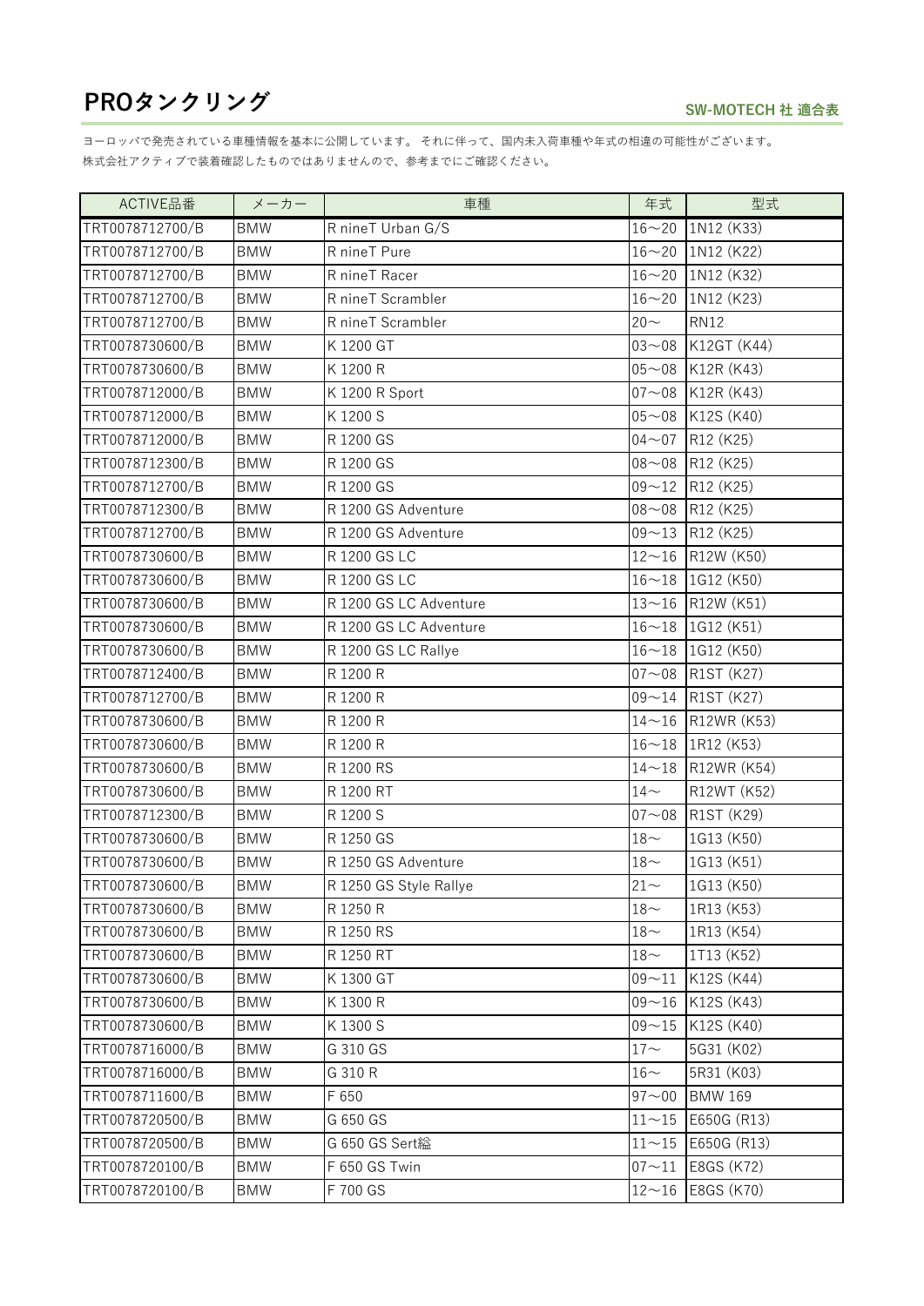# PROタンクリング

SW-MOTECH 社 適合表

ヨーロッパで発売されている車種情報を基本に公開しています。 それに伴って、国内未入荷車種や年式の相違の可能性がございます。
株式会社アクティブで装着確認したものではありませんので、参考までにご確認ください。

| ACTIVE品番 | メーカー | 車種 | 年式 | 型式 |
|---|---|---|---|---|
| TRT0078712700/B | BMW | R nineT Urban G/S | 16～20 | 1N12 (K33) |
| TRT0078712700/B | BMW | R nineT Pure | 16～20 | 1N12 (K22) |
| TRT0078712700/B | BMW | R nineT Racer | 16～20 | 1N12 (K32) |
| TRT0078712700/B | BMW | R nineT Scrambler | 16～20 | 1N12 (K23) |
| TRT0078712700/B | BMW | R nineT Scrambler | 20～ | RN12 |
| TRT0078730600/B | BMW | K 1200 GT | 03～08 | K12GT (K44) |
| TRT0078730600/B | BMW | K 1200 R | 05～08 | K12R (K43) |
| TRT0078712000/B | BMW | K 1200 R Sport | 07～08 | K12R (K43) |
| TRT0078712000/B | BMW | K 1200 S | 05～08 | K12S (K40) |
| TRT0078712000/B | BMW | R 1200 GS | 04～07 | R12 (K25) |
| TRT0078712300/B | BMW | R 1200 GS | 08～08 | R12 (K25) |
| TRT0078712700/B | BMW | R 1200 GS | 09～12 | R12 (K25) |
| TRT0078712300/B | BMW | R 1200 GS Adventure | 08～08 | R12 (K25) |
| TRT0078712700/B | BMW | R 1200 GS Adventure | 09～13 | R12 (K25) |
| TRT0078730600/B | BMW | R 1200 GS LC | 12～16 | R12W (K50) |
| TRT0078730600/B | BMW | R 1200 GS LC | 16～18 | 1G12 (K50) |
| TRT0078730600/B | BMW | R 1200 GS LC Adventure | 13～16 | R12W (K51) |
| TRT0078730600/B | BMW | R 1200 GS LC Adventure | 16～18 | 1G12 (K51) |
| TRT0078730600/B | BMW | R 1200 GS LC Rallye | 16～18 | 1G12 (K50) |
| TRT0078712400/B | BMW | R 1200 R | 07～08 | R1ST (K27) |
| TRT0078712700/B | BMW | R 1200 R | 09～14 | R1ST (K27) |
| TRT0078730600/B | BMW | R 1200 R | 14～16 | R12WR (K53) |
| TRT0078730600/B | BMW | R 1200 R | 16～18 | 1R12 (K53) |
| TRT0078730600/B | BMW | R 1200 RS | 14～18 | R12WR (K54) |
| TRT0078730600/B | BMW | R 1200 RT | 14～ | R12WT (K52) |
| TRT0078712300/B | BMW | R 1200 S | 07～08 | R1ST (K29) |
| TRT0078730600/B | BMW | R 1250 GS | 18～ | 1G13 (K50) |
| TRT0078730600/B | BMW | R 1250 GS Adventure | 18～ | 1G13 (K51) |
| TRT0078730600/B | BMW | R 1250 GS Style Rallye | 21～ | 1G13 (K50) |
| TRT0078730600/B | BMW | R 1250 R | 18～ | 1R13 (K53) |
| TRT0078730600/B | BMW | R 1250 RS | 18～ | 1R13 (K54) |
| TRT0078730600/B | BMW | R 1250 RT | 18～ | 1T13 (K52) |
| TRT0078730600/B | BMW | K 1300 GT | 09～11 | K12S (K44) |
| TRT0078730600/B | BMW | K 1300 R | 09～16 | K12S (K43) |
| TRT0078730600/B | BMW | K 1300 S | 09～15 | K12S (K40) |
| TRT0078716000/B | BMW | G 310 GS | 17～ | 5G31 (K02) |
| TRT0078716000/B | BMW | G 310 R | 16～ | 5R31 (K03) |
| TRT0078711600/B | BMW | F 650 | 97～00 | BMW 169 |
| TRT0078720500/B | BMW | G 650 GS | 11～15 | E650G (R13) |
| TRT0078720500/B | BMW | G 650 GS Sert緑 | 11～15 | E650G (R13) |
| TRT0078720100/B | BMW | F 650 GS Twin | 07～11 | E8GS (K72) |
| TRT0078720100/B | BMW | F 700 GS | 12～16 | E8GS (K70) |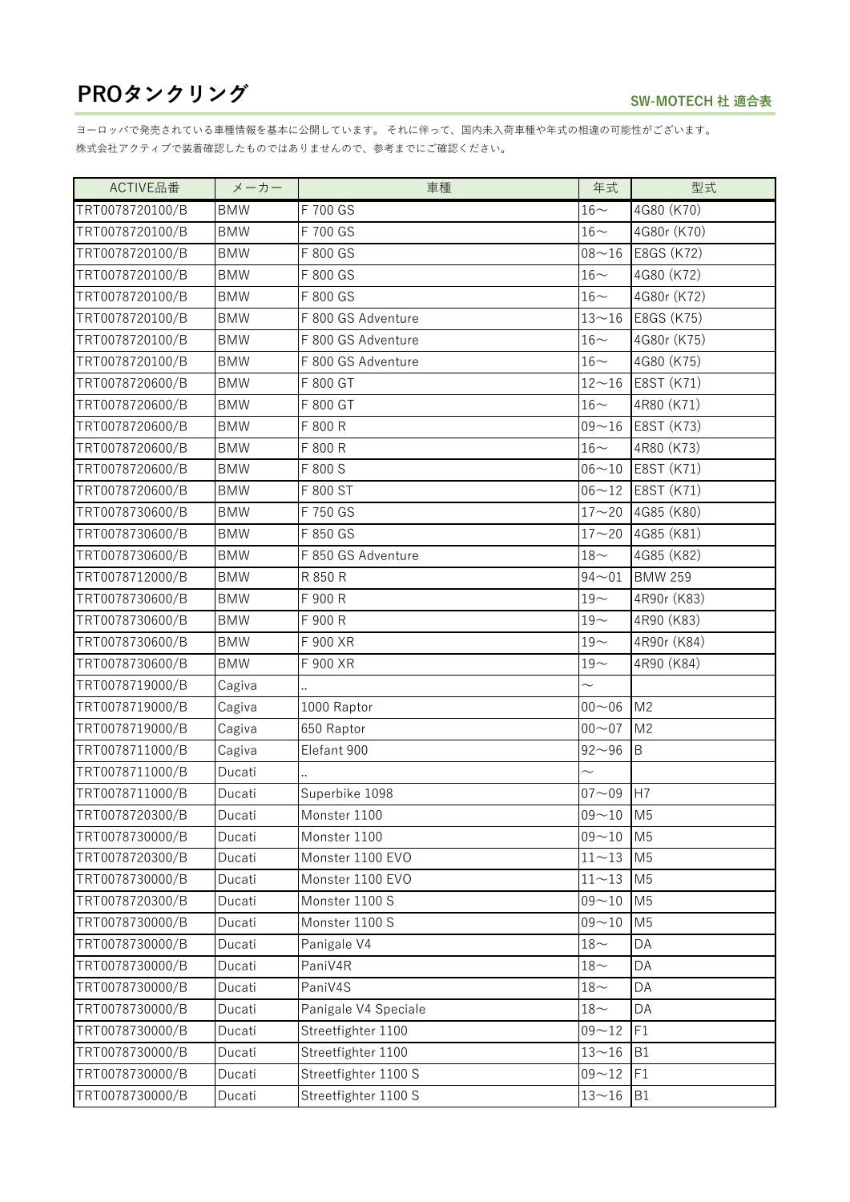# PROタンクリング

SW-MOTECH 社 適合表

ヨーロッパで発売されている車種情報を基本に公開しています。 それに伴って、国内未入荷車種や年式の相違の可能性がございます。
株式会社アクティブで装着確認したものではありませんので、参考までにご確認ください。

| ACTIVE品番 | メーカー | 車種 | 年式 | 型式 |
|---|---|---|---|---|
| TRT0078720100/B | BMW | F 700 GS | 16～ | 4G80 (K70) |
| TRT0078720100/B | BMW | F 700 GS | 16～ | 4G80r (K70) |
| TRT0078720100/B | BMW | F 800 GS | 08～16 | E8GS (K72) |
| TRT0078720100/B | BMW | F 800 GS | 16～ | 4G80 (K72) |
| TRT0078720100/B | BMW | F 800 GS | 16～ | 4G80r (K72) |
| TRT0078720100/B | BMW | F 800 GS Adventure | 13～16 | E8GS (K75) |
| TRT0078720100/B | BMW | F 800 GS Adventure | 16～ | 4G80r (K75) |
| TRT0078720100/B | BMW | F 800 GS Adventure | 16～ | 4G80 (K75) |
| TRT0078720600/B | BMW | F 800 GT | 12～16 | E8ST (K71) |
| TRT0078720600/B | BMW | F 800 GT | 16～ | 4R80 (K71) |
| TRT0078720600/B | BMW | F 800 R | 09～16 | E8ST (K73) |
| TRT0078720600/B | BMW | F 800 R | 16～ | 4R80 (K73) |
| TRT0078720600/B | BMW | F 800 S | 06～10 | E8ST (K71) |
| TRT0078720600/B | BMW | F 800 ST | 06～12 | E8ST (K71) |
| TRT0078730600/B | BMW | F 750 GS | 17～20 | 4G85 (K80) |
| TRT0078730600/B | BMW | F 850 GS | 17～20 | 4G85 (K81) |
| TRT0078730600/B | BMW | F 850 GS Adventure | 18～ | 4G85 (K82) |
| TRT0078712000/B | BMW | R 850 R | 94～01 | BMW 259 |
| TRT0078730600/B | BMW | F 900 R | 19～ | 4R90r (K83) |
| TRT0078730600/B | BMW | F 900 R | 19～ | 4R90 (K83) |
| TRT0078730600/B | BMW | F 900 XR | 19～ | 4R90r (K84) |
| TRT0078730600/B | BMW | F 900 XR | 19～ | 4R90 (K84) |
| TRT0078719000/B | Cagiva | .. | ～ | |
| TRT0078719000/B | Cagiva | 1000 Raptor | 00～06 | M2 |
| TRT0078719000/B | Cagiva | 650 Raptor | 00～07 | M2 |
| TRT0078711000/B | Cagiva | Elefant 900 | 92～96 | B |
| TRT0078711000/B | Ducati | .. | ～ | |
| TRT0078711000/B | Ducati | Superbike 1098 | 07～09 | H7 |
| TRT0078720300/B | Ducati | Monster 1100 | 09～10 | M5 |
| TRT0078730000/B | Ducati | Monster 1100 | 09～10 | M5 |
| TRT0078720300/B | Ducati | Monster 1100 EVO | 11～13 | M5 |
| TRT0078730000/B | Ducati | Monster 1100 EVO | 11～13 | M5 |
| TRT0078720300/B | Ducati | Monster 1100 S | 09～10 | M5 |
| TRT0078730000/B | Ducati | Monster 1100 S | 09～10 | M5 |
| TRT0078730000/B | Ducati | Panigale V4 | 18～ | DA |
| TRT0078730000/B | Ducati | PaniV4R | 18～ | DA |
| TRT0078730000/B | Ducati | PaniV4S | 18～ | DA |
| TRT0078730000/B | Ducati | Panigale V4 Speciale | 18～ | DA |
| TRT0078730000/B | Ducati | Streetfighter 1100 | 09～12 | F1 |
| TRT0078730000/B | Ducati | Streetfighter 1100 | 13～16 | B1 |
| TRT0078730000/B | Ducati | Streetfighter 1100 S | 09～12 | F1 |
| TRT0078730000/B | Ducati | Streetfighter 1100 S | 13～16 | B1 |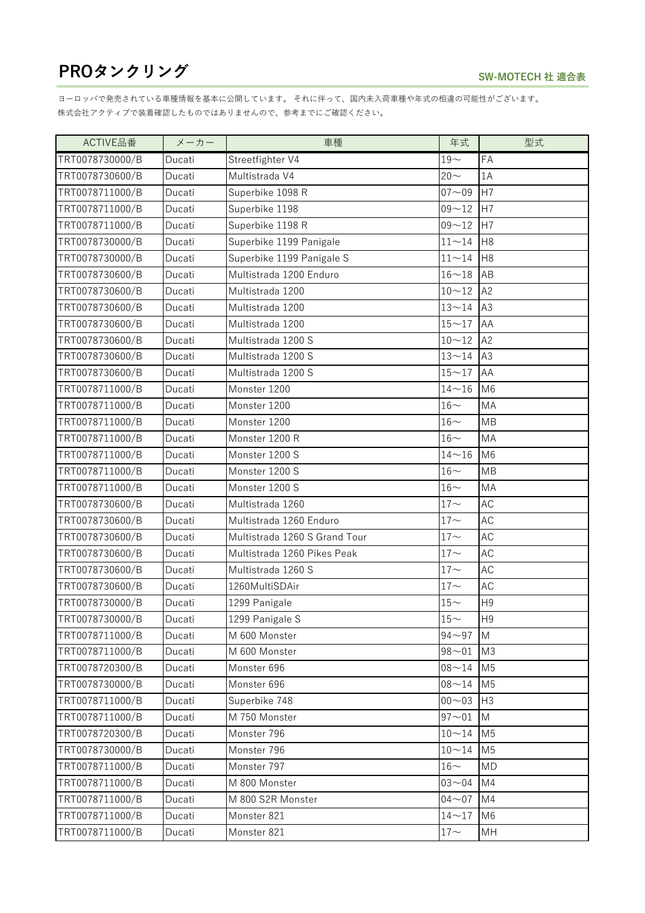# PROタンクリング

**SW-MOTECH 社 適合表**

ヨーロッパで発売されている車種情報を基本に公開しています。 それに伴って、国内未入荷車種や年式の相違の可能性がございます。
株式会社アクティブで装着確認したものではありませんので、参考までにご確認ください。

| ACTIVE品番 | メーカー | 車種 | 年式 | 型式 |
|---|---|---|---|---|
| TRT0078730000/B | Ducati | Streetfighter V4 | 19～ | FA |
| TRT0078730600/B | Ducati | Multistrada V4 | 20～ | 1A |
| TRT0078711000/B | Ducati | Superbike 1098 R | 07～09 | H7 |
| TRT0078711000/B | Ducati | Superbike 1198 | 09～12 | H7 |
| TRT0078711000/B | Ducati | Superbike 1198 R | 09～12 | H7 |
| TRT0078730000/B | Ducati | Superbike 1199 Panigale | 11～14 | H8 |
| TRT0078730000/B | Ducati | Superbike 1199 Panigale S | 11～14 | H8 |
| TRT0078730600/B | Ducati | Multistrada 1200 Enduro | 16～18 | AB |
| TRT0078730600/B | Ducati | Multistrada 1200 | 10～12 | A2 |
| TRT0078730600/B | Ducati | Multistrada 1200 | 13～14 | A3 |
| TRT0078730600/B | Ducati | Multistrada 1200 | 15～17 | AA |
| TRT0078730600/B | Ducati | Multistrada 1200 S | 10～12 | A2 |
| TRT0078730600/B | Ducati | Multistrada 1200 S | 13～14 | A3 |
| TRT0078730600/B | Ducati | Multistrada 1200 S | 15～17 | AA |
| TRT0078711000/B | Ducati | Monster 1200 | 14～16 | M6 |
| TRT0078711000/B | Ducati | Monster 1200 | 16～ | MA |
| TRT0078711000/B | Ducati | Monster 1200 | 16～ | MB |
| TRT0078711000/B | Ducati | Monster 1200 R | 16～ | MA |
| TRT0078711000/B | Ducati | Monster 1200 S | 14～16 | M6 |
| TRT0078711000/B | Ducati | Monster 1200 S | 16～ | MB |
| TRT0078711000/B | Ducati | Monster 1200 S | 16～ | MA |
| TRT0078730600/B | Ducati | Multistrada 1260 | 17～ | AC |
| TRT0078730600/B | Ducati | Multistrada 1260 Enduro | 17～ | AC |
| TRT0078730600/B | Ducati | Multistrada 1260 S Grand Tour | 17～ | AC |
| TRT0078730600/B | Ducati | Multistrada 1260 Pikes Peak | 17～ | AC |
| TRT0078730600/B | Ducati | Multistrada 1260 S | 17～ | AC |
| TRT0078730600/B | Ducati | 1260MultiSDAir | 17～ | AC |
| TRT0078730000/B | Ducati | 1299 Panigale | 15～ | H9 |
| TRT0078730000/B | Ducati | 1299 Panigale S | 15～ | H9 |
| TRT0078711000/B | Ducati | M 600 Monster | 94～97 | M |
| TRT0078711000/B | Ducati | M 600 Monster | 98～01 | M3 |
| TRT0078720300/B | Ducati | Monster 696 | 08～14 | M5 |
| TRT0078730000/B | Ducati | Monster 696 | 08～14 | M5 |
| TRT0078711000/B | Ducati | Superbike 748 | 00～03 | H3 |
| TRT0078711000/B | Ducati | M 750 Monster | 97～01 | M |
| TRT0078720300/B | Ducati | Monster 796 | 10～14 | M5 |
| TRT0078730000/B | Ducati | Monster 796 | 10～14 | M5 |
| TRT0078711000/B | Ducati | Monster 797 | 16～ | MD |
| TRT0078711000/B | Ducati | M 800 Monster | 03～04 | M4 |
| TRT0078711000/B | Ducati | M 800 S2R Monster | 04～07 | M4 |
| TRT0078711000/B | Ducati | Monster 821 | 14～17 | M6 |
| TRT0078711000/B | Ducati | Monster 821 | 17～ | MH |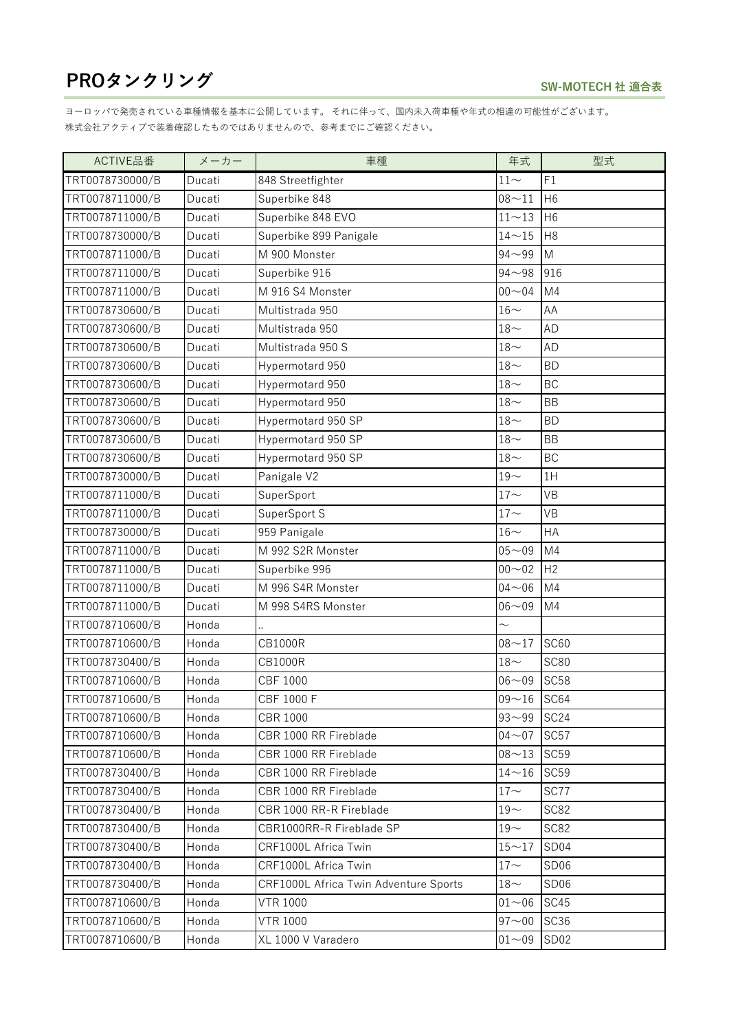# PROタンクリング

**SW-MOTECH 社 適合表**

ヨーロッパで発売されている車種情報を基本に公開しています。 それに伴って、国内未入荷車種や年式の相違の可能性がございます。
株式会社アクティブで装着確認したものではありませんので、参考までにご確認ください。

| ACTIVE品番 | メーカー | 車種 | 年式 | 型式 |
|---|---|---|---|---|
| TRT0078730000/B | Ducati | 848 Streetfighter | 11～ | F1 |
| TRT0078711000/B | Ducati | Superbike 848 | 08～11 | H6 |
| TRT0078711000/B | Ducati | Superbike 848 EVO | 11～13 | H6 |
| TRT0078730000/B | Ducati | Superbike 899 Panigale | 14～15 | H8 |
| TRT0078711000/B | Ducati | M 900 Monster | 94～99 | M |
| TRT0078711000/B | Ducati | Superbike 916 | 94～98 | 916 |
| TRT0078711000/B | Ducati | M 916 S4 Monster | 00～04 | M4 |
| TRT0078730600/B | Ducati | Multistrada 950 | 16～ | AA |
| TRT0078730600/B | Ducati | Multistrada 950 | 18～ | AD |
| TRT0078730600/B | Ducati | Multistrada 950 S | 18～ | AD |
| TRT0078730600/B | Ducati | Hypermotard 950 | 18～ | BD |
| TRT0078730600/B | Ducati | Hypermotard 950 | 18～ | BC |
| TRT0078730600/B | Ducati | Hypermotard 950 | 18～ | BB |
| TRT0078730600/B | Ducati | Hypermotard 950 SP | 18～ | BD |
| TRT0078730600/B | Ducati | Hypermotard 950 SP | 18～ | BB |
| TRT0078730600/B | Ducati | Hypermotard 950 SP | 18～ | BC |
| TRT0078730000/B | Ducati | Panigale V2 | 19～ | 1H |
| TRT0078711000/B | Ducati | SuperSport | 17～ | VB |
| TRT0078711000/B | Ducati | SuperSport S | 17～ | VB |
| TRT0078730000/B | Ducati | 959 Panigale | 16～ | HA |
| TRT0078711000/B | Ducati | M 992 S2R Monster | 05～09 | M4 |
| TRT0078711000/B | Ducati | Superbike 996 | 00～02 | H2 |
| TRT0078711000/B | Ducati | M 996 S4R Monster | 04～06 | M4 |
| TRT0078711000/B | Ducati | M 998 S4RS Monster | 06～09 | M4 |
| TRT0078710600/B | Honda | .. | ～ | |
| TRT0078710600/B | Honda | CB1000R | 08～17 | SC60 |
| TRT0078730400/B | Honda | CB1000R | 18～ | SC80 |
| TRT0078710600/B | Honda | CBF 1000 | 06～09 | SC58 |
| TRT0078710600/B | Honda | CBF 1000 F | 09～16 | SC64 |
| TRT0078710600/B | Honda | CBR 1000 | 93～99 | SC24 |
| TRT0078710600/B | Honda | CBR 1000 RR Fireblade | 04～07 | SC57 |
| TRT0078710600/B | Honda | CBR 1000 RR Fireblade | 08～13 | SC59 |
| TRT0078730400/B | Honda | CBR 1000 RR Fireblade | 14～16 | SC59 |
| TRT0078730400/B | Honda | CBR 1000 RR Fireblade | 17～ | SC77 |
| TRT0078730400/B | Honda | CBR 1000 RR-R Fireblade | 19～ | SC82 |
| TRT0078730400/B | Honda | CBR1000RR-R Fireblade SP | 19～ | SC82 |
| TRT0078730400/B | Honda | CRF1000L Africa Twin | 15～17 | SD04 |
| TRT0078730400/B | Honda | CRF1000L Africa Twin | 17～ | SD06 |
| TRT0078730400/B | Honda | CRF1000L Africa Twin Adventure Sports | 18～ | SD06 |
| TRT0078710600/B | Honda | VTR 1000 | 01～06 | SC45 |
| TRT0078710600/B | Honda | VTR 1000 | 97～00 | SC36 |
| TRT0078710600/B | Honda | XL 1000 V Varadero | 01～09 | SD02 |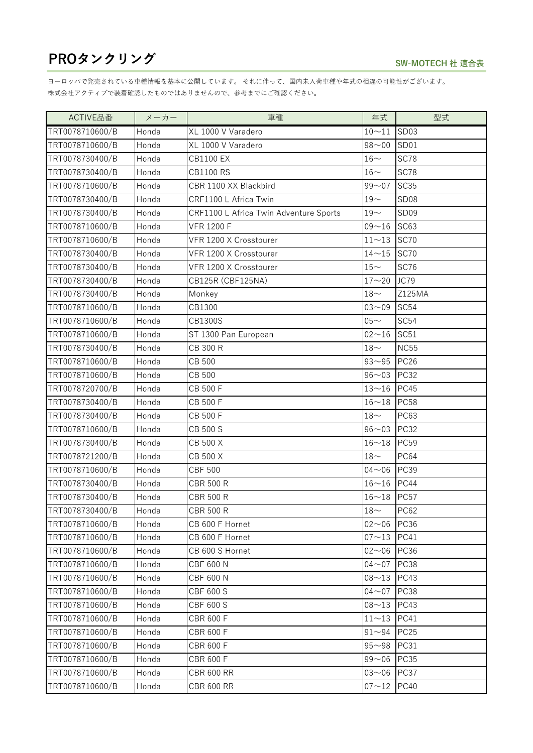# PROタンクリング

**SW-MOTECH 社 適合表**

ヨーロッパで発売されている車種情報を基本に公開しています。 それに伴って、国内未入荷車種や年式の相違の可能性がございます。
株式会社アクティブで装着確認したものではありませんので、参考までにご確認ください。

| ACTIVE品番 | メーカー | 車種 | 年式 | 型式 |
|---|---|---|---|---|
| TRT0078710600/B | Honda | XL 1000 V Varadero | 10～11 | SD03 |
| TRT0078710600/B | Honda | XL 1000 V Varadero | 98～00 | SD01 |
| TRT0078730400/B | Honda | CB1100 EX | 16～ | SC78 |
| TRT0078730400/B | Honda | CB1100 RS | 16～ | SC78 |
| TRT0078710600/B | Honda | CBR 1100 XX Blackbird | 99～07 | SC35 |
| TRT0078730400/B | Honda | CRF1100 L Africa Twin | 19～ | SD08 |
| TRT0078730400/B | Honda | CRF1100 L Africa Twin Adventure Sports | 19～ | SD09 |
| TRT0078710600/B | Honda | VFR 1200 F | 09～16 | SC63 |
| TRT0078710600/B | Honda | VFR 1200 X Crosstourer | 11～13 | SC70 |
| TRT0078730400/B | Honda | VFR 1200 X Crosstourer | 14～15 | SC70 |
| TRT0078730400/B | Honda | VFR 1200 X Crosstourer | 15～ | SC76 |
| TRT0078730400/B | Honda | CB125R (CBF125NA) | 17～20 | JC79 |
| TRT0078730400/B | Honda | Monkey | 18～ | Z125MA |
| TRT0078710600/B | Honda | CB1300 | 03～09 | SC54 |
| TRT0078710600/B | Honda | CB1300S | 05～ | SC54 |
| TRT0078710600/B | Honda | ST 1300 Pan European | 02～16 | SC51 |
| TRT0078730400/B | Honda | CB 300 R | 18～ | NC55 |
| TRT0078710600/B | Honda | CB 500 | 93～95 | PC26 |
| TRT0078710600/B | Honda | CB 500 | 96～03 | PC32 |
| TRT0078720700/B | Honda | CB 500 F | 13～16 | PC45 |
| TRT0078730400/B | Honda | CB 500 F | 16～18 | PC58 |
| TRT0078730400/B | Honda | CB 500 F | 18～ | PC63 |
| TRT0078710600/B | Honda | CB 500 S | 96～03 | PC32 |
| TRT0078730400/B | Honda | CB 500 X | 16～18 | PC59 |
| TRT0078721200/B | Honda | CB 500 X | 18～ | PC64 |
| TRT0078710600/B | Honda | CBF 500 | 04～06 | PC39 |
| TRT0078730400/B | Honda | CBR 500 R | 16～16 | PC44 |
| TRT0078730400/B | Honda | CBR 500 R | 16～18 | PC57 |
| TRT0078730400/B | Honda | CBR 500 R | 18～ | PC62 |
| TRT0078710600/B | Honda | CB 600 F Hornet | 02～06 | PC36 |
| TRT0078710600/B | Honda | CB 600 F Hornet | 07～13 | PC41 |
| TRT0078710600/B | Honda | CB 600 S Hornet | 02～06 | PC36 |
| TRT0078710600/B | Honda | CBF 600 N | 04～07 | PC38 |
| TRT0078710600/B | Honda | CBF 600 N | 08～13 | PC43 |
| TRT0078710600/B | Honda | CBF 600 S | 04～07 | PC38 |
| TRT0078710600/B | Honda | CBF 600 S | 08～13 | PC43 |
| TRT0078710600/B | Honda | CBR 600 F | 11～13 | PC41 |
| TRT0078710600/B | Honda | CBR 600 F | 91～94 | PC25 |
| TRT0078710600/B | Honda | CBR 600 F | 95～98 | PC31 |
| TRT0078710600/B | Honda | CBR 600 F | 99～06 | PC35 |
| TRT0078710600/B | Honda | CBR 600 RR | 03～06 | PC37 |
| TRT0078710600/B | Honda | CBR 600 RR | 07～12 | PC40 |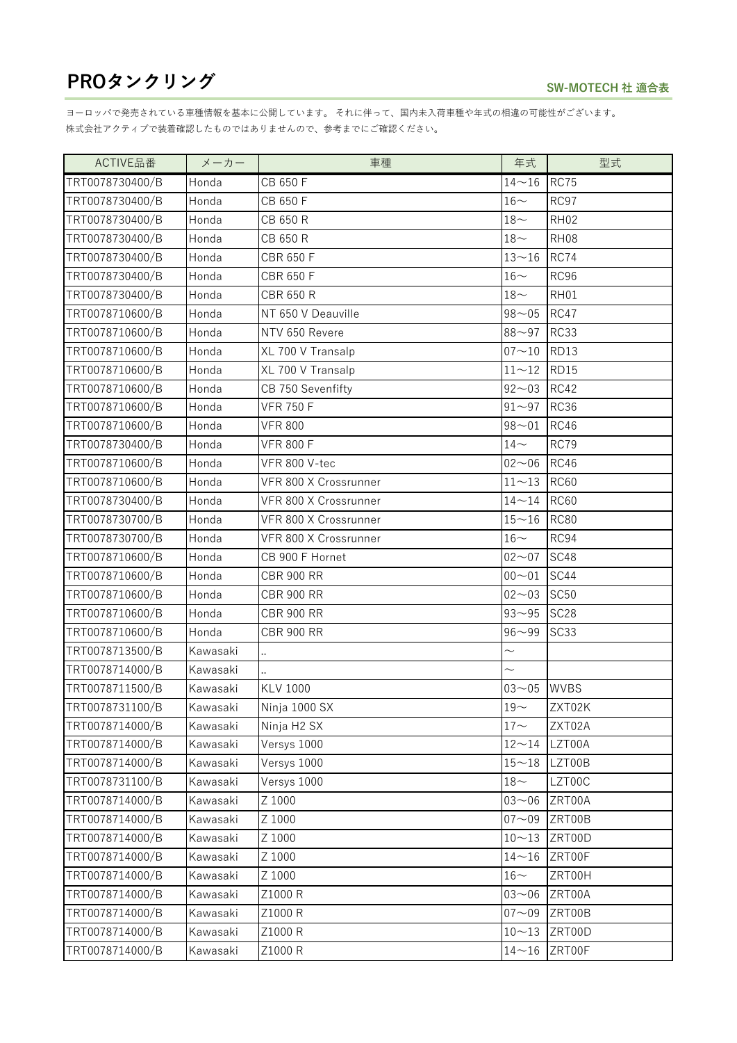# PROタンクリング

**SW-MOTECH 社 適合表**

ヨーロッパで発売されている車種情報を基本に公開しています。 それに伴って、国内未入荷車種や年式の相違の可能性がございます。
株式会社アクティブで装着確認したものではありませんので、参考までにご確認ください。

| ACTIVE品番 | メーカー | 車種 | 年式 | 型式 |
|---|---|---|---|---|
| TRT0078730400/B | Honda | CB 650 F | 14～16 | RC75 |
| TRT0078730400/B | Honda | CB 650 F | 16～ | RC97 |
| TRT0078730400/B | Honda | CB 650 R | 18～ | RH02 |
| TRT0078730400/B | Honda | CB 650 R | 18～ | RH08 |
| TRT0078730400/B | Honda | CBR 650 F | 13～16 | RC74 |
| TRT0078730400/B | Honda | CBR 650 F | 16～ | RC96 |
| TRT0078730400/B | Honda | CBR 650 R | 18～ | RH01 |
| TRT0078710600/B | Honda | NT 650 V Deauville | 98～05 | RC47 |
| TRT0078710600/B | Honda | NTV 650 Revere | 88～97 | RC33 |
| TRT0078710600/B | Honda | XL 700 V Transalp | 07～10 | RD13 |
| TRT0078710600/B | Honda | XL 700 V Transalp | 11～12 | RD15 |
| TRT0078710600/B | Honda | CB 750 Sevenfifty | 92～03 | RC42 |
| TRT0078710600/B | Honda | VFR 750 F | 91～97 | RC36 |
| TRT0078710600/B | Honda | VFR 800 | 98～01 | RC46 |
| TRT0078730400/B | Honda | VFR 800 F | 14～ | RC79 |
| TRT0078710600/B | Honda | VFR 800 V-tec | 02～06 | RC46 |
| TRT0078710600/B | Honda | VFR 800 X Crossrunner | 11～13 | RC60 |
| TRT0078730400/B | Honda | VFR 800 X Crossrunner | 14～14 | RC60 |
| TRT0078730700/B | Honda | VFR 800 X Crossrunner | 15～16 | RC80 |
| TRT0078730700/B | Honda | VFR 800 X Crossrunner | 16～ | RC94 |
| TRT0078710600/B | Honda | CB 900 F Hornet | 02～07 | SC48 |
| TRT0078710600/B | Honda | CBR 900 RR | 00～01 | SC44 |
| TRT0078710600/B | Honda | CBR 900 RR | 02～03 | SC50 |
| TRT0078710600/B | Honda | CBR 900 RR | 93～95 | SC28 |
| TRT0078710600/B | Honda | CBR 900 RR | 96～99 | SC33 |
| TRT0078713500/B | Kawasaki | .. | ～ | |
| TRT0078714000/B | Kawasaki | .. | ～ | |
| TRT0078711500/B | Kawasaki | KLV 1000 | 03～05 | WVBS |
| TRT0078731100/B | Kawasaki | Ninja 1000 SX | 19～ | ZXT02K |
| TRT0078714000/B | Kawasaki | Ninja H2 SX | 17～ | ZXT02A |
| TRT0078714000/B | Kawasaki | Versys 1000 | 12～14 | LZT00A |
| TRT0078714000/B | Kawasaki | Versys 1000 | 15～18 | LZT00B |
| TRT0078731100/B | Kawasaki | Versys 1000 | 18～ | LZT00C |
| TRT0078714000/B | Kawasaki | Z 1000 | 03～06 | ZRT00A |
| TRT0078714000/B | Kawasaki | Z 1000 | 07～09 | ZRT00B |
| TRT0078714000/B | Kawasaki | Z 1000 | 10～13 | ZRT00D |
| TRT0078714000/B | Kawasaki | Z 1000 | 14～16 | ZRT00F |
| TRT0078714000/B | Kawasaki | Z 1000 | 16～ | ZRT00H |
| TRT0078714000/B | Kawasaki | Z1000 R | 03～06 | ZRT00A |
| TRT0078714000/B | Kawasaki | Z1000 R | 07～09 | ZRT00B |
| TRT0078714000/B | Kawasaki | Z1000 R | 10～13 | ZRT00D |
| TRT0078714000/B | Kawasaki | Z1000 R | 14～16 | ZRT00F |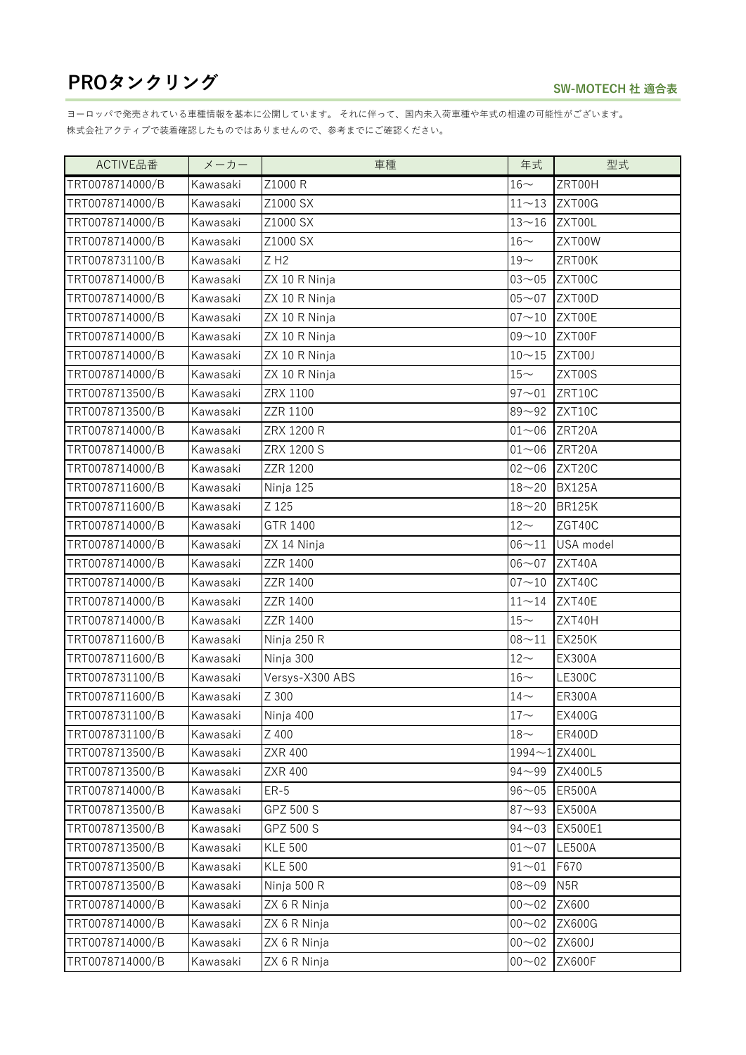# PROタンクリング

**SW-MOTECH 社 適合表**

ヨーロッパで発売されている車種情報を基本に公開しています。 それに伴って、国内未入荷車種や年式の相違の可能性がございます。
株式会社アクティブで装着確認したものではありませんので、参考までにご確認ください。

| ACTIVE品番 | メーカー | 車種 | 年式 | 型式 |
|---|---|---|---|---|
| TRT0078714000/B | Kawasaki | Z1000 R | 16〜 | ZRT00H |
| TRT0078714000/B | Kawasaki | Z1000 SX | 11〜13 | ZXT00G |
| TRT0078714000/B | Kawasaki | Z1000 SX | 13〜16 | ZXT00L |
| TRT0078714000/B | Kawasaki | Z1000 SX | 16〜 | ZXT00W |
| TRT0078731100/B | Kawasaki | Z H2 | 19〜 | ZRT00K |
| TRT0078714000/B | Kawasaki | ZX 10 R Ninja | 03〜05 | ZXT00C |
| TRT0078714000/B | Kawasaki | ZX 10 R Ninja | 05〜07 | ZXT00D |
| TRT0078714000/B | Kawasaki | ZX 10 R Ninja | 07〜10 | ZXT00E |
| TRT0078714000/B | Kawasaki | ZX 10 R Ninja | 09〜10 | ZXT00F |
| TRT0078714000/B | Kawasaki | ZX 10 R Ninja | 10〜15 | ZXT00J |
| TRT0078714000/B | Kawasaki | ZX 10 R Ninja | 15〜 | ZXT00S |
| TRT0078713500/B | Kawasaki | ZRX 1100 | 97〜01 | ZRT10C |
| TRT0078713500/B | Kawasaki | ZZR 1100 | 89〜92 | ZXT10C |
| TRT0078714000/B | Kawasaki | ZRX 1200 R | 01〜06 | ZRT20A |
| TRT0078714000/B | Kawasaki | ZRX 1200 S | 01〜06 | ZRT20A |
| TRT0078714000/B | Kawasaki | ZZR 1200 | 02〜06 | ZXT20C |
| TRT0078711600/B | Kawasaki | Ninja 125 | 18〜20 | BX125A |
| TRT0078711600/B | Kawasaki | Z 125 | 18〜20 | BR125K |
| TRT0078714000/B | Kawasaki | GTR 1400 | 12〜 | ZGT40C |
| TRT0078714000/B | Kawasaki | ZX 14 Ninja | 06〜11 | USA model |
| TRT0078714000/B | Kawasaki | ZZR 1400 | 06〜07 | ZXT40A |
| TRT0078714000/B | Kawasaki | ZZR 1400 | 07〜10 | ZXT40C |
| TRT0078714000/B | Kawasaki | ZZR 1400 | 11〜14 | ZXT40E |
| TRT0078714000/B | Kawasaki | ZZR 1400 | 15〜 | ZXT40H |
| TRT0078711600/B | Kawasaki | Ninja 250 R | 08〜11 | EX250K |
| TRT0078711600/B | Kawasaki | Ninja 300 | 12〜 | EX300A |
| TRT0078731100/B | Kawasaki | Versys-X300 ABS | 16〜 | LE300C |
| TRT0078711600/B | Kawasaki | Z 300 | 14〜 | ER300A |
| TRT0078731100/B | Kawasaki | Ninja 400 | 17〜 | EX400G |
| TRT0078731100/B | Kawasaki | Z 400 | 18〜 | ER400D |
| TRT0078713500/B | Kawasaki | ZXR 400 | 1994〜1 | ZX400L |
| TRT0078713500/B | Kawasaki | ZXR 400 | 94〜99 | ZX400L5 |
| TRT0078714000/B | Kawasaki | ER-5 | 96〜05 | ER500A |
| TRT0078713500/B | Kawasaki | GPZ 500 S | 87〜93 | EX500A |
| TRT0078713500/B | Kawasaki | GPZ 500 S | 94〜03 | EX500E1 |
| TRT0078713500/B | Kawasaki | KLE 500 | 01〜07 | LE500A |
| TRT0078713500/B | Kawasaki | KLE 500 | 91〜01 | F670 |
| TRT0078713500/B | Kawasaki | Ninja 500 R | 08〜09 | N5R |
| TRT0078714000/B | Kawasaki | ZX 6 R Ninja | 00〜02 | ZX600 |
| TRT0078714000/B | Kawasaki | ZX 6 R Ninja | 00〜02 | ZX600G |
| TRT0078714000/B | Kawasaki | ZX 6 R Ninja | 00〜02 | ZX600J |
| TRT0078714000/B | Kawasaki | ZX 6 R Ninja | 00〜02 | ZX600F |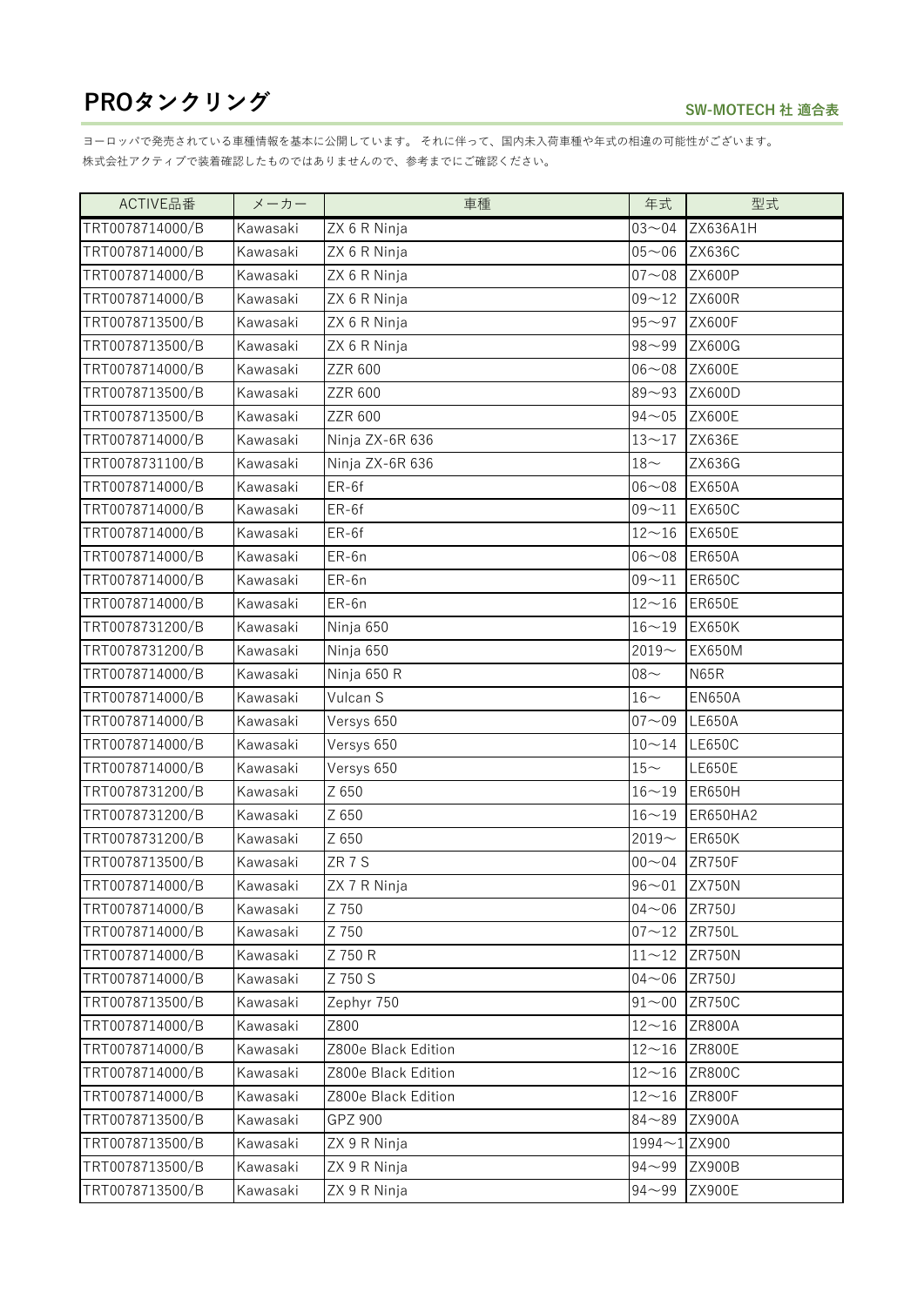# PROタンクリング

**SW-MOTECH 社 適合表**

ヨーロッパで発売されている車種情報を基本に公開しています。 それに伴って、国内未入荷車種や年式の相違の可能性がございます。
株式会社アクティブで装着確認したものではありませんので、参考までにご確認ください。

| ACTIVE品番 | メーカー | 車種 | 年式 | 型式 |
|---|---|---|---|---|
| TRT0078714000/B | Kawasaki | ZX 6 R Ninja | 03～04 | ZX636A1H |
| TRT0078714000/B | Kawasaki | ZX 6 R Ninja | 05～06 | ZX636C |
| TRT0078714000/B | Kawasaki | ZX 6 R Ninja | 07～08 | ZX600P |
| TRT0078714000/B | Kawasaki | ZX 6 R Ninja | 09～12 | ZX600R |
| TRT0078713500/B | Kawasaki | ZX 6 R Ninja | 95～97 | ZX600F |
| TRT0078713500/B | Kawasaki | ZX 6 R Ninja | 98～99 | ZX600G |
| TRT0078714000/B | Kawasaki | ZZR 600 | 06～08 | ZX600E |
| TRT0078713500/B | Kawasaki | ZZR 600 | 89～93 | ZX600D |
| TRT0078713500/B | Kawasaki | ZZR 600 | 94～05 | ZX600E |
| TRT0078714000/B | Kawasaki | Ninja ZX-6R 636 | 13～17 | ZX636E |
| TRT0078731100/B | Kawasaki | Ninja ZX-6R 636 | 18～ | ZX636G |
| TRT0078714000/B | Kawasaki | ER-6f | 06～08 | EX650A |
| TRT0078714000/B | Kawasaki | ER-6f | 09～11 | EX650C |
| TRT0078714000/B | Kawasaki | ER-6f | 12～16 | EX650E |
| TRT0078714000/B | Kawasaki | ER-6n | 06～08 | ER650A |
| TRT0078714000/B | Kawasaki | ER-6n | 09～11 | ER650C |
| TRT0078714000/B | Kawasaki | ER-6n | 12～16 | ER650E |
| TRT0078731200/B | Kawasaki | Ninja 650 | 16～19 | EX650K |
| TRT0078731200/B | Kawasaki | Ninja 650 | 2019～ | EX650M |
| TRT0078714000/B | Kawasaki | Ninja 650 R | 08～ | N65R |
| TRT0078714000/B | Kawasaki | Vulcan S | 16～ | EN650A |
| TRT0078714000/B | Kawasaki | Versys 650 | 07～09 | LE650A |
| TRT0078714000/B | Kawasaki | Versys 650 | 10～14 | LE650C |
| TRT0078714000/B | Kawasaki | Versys 650 | 15～ | LE650E |
| TRT0078731200/B | Kawasaki | Z 650 | 16～19 | ER650H |
| TRT0078731200/B | Kawasaki | Z 650 | 16～19 | ER650HA2 |
| TRT0078731200/B | Kawasaki | Z 650 | 2019～ | ER650K |
| TRT0078713500/B | Kawasaki | ZR 7 S | 00～04 | ZR750F |
| TRT0078714000/B | Kawasaki | ZX 7 R Ninja | 96～01 | ZX750N |
| TRT0078714000/B | Kawasaki | Z 750 | 04～06 | ZR750J |
| TRT0078714000/B | Kawasaki | Z 750 | 07～12 | ZR750L |
| TRT0078714000/B | Kawasaki | Z 750 R | 11～12 | ZR750N |
| TRT0078714000/B | Kawasaki | Z 750 S | 04～06 | ZR750J |
| TRT0078713500/B | Kawasaki | Zephyr 750 | 91～00 | ZR750C |
| TRT0078714000/B | Kawasaki | Z800 | 12～16 | ZR800A |
| TRT0078714000/B | Kawasaki | Z800e Black Edition | 12～16 | ZR800E |
| TRT0078714000/B | Kawasaki | Z800e Black Edition | 12～16 | ZR800C |
| TRT0078714000/B | Kawasaki | Z800e Black Edition | 12～16 | ZR800F |
| TRT0078713500/B | Kawasaki | GPZ 900 | 84～89 | ZX900A |
| TRT0078713500/B | Kawasaki | ZX 9 R Ninja | 1994～1 | ZX900 |
| TRT0078713500/B | Kawasaki | ZX 9 R Ninja | 94～99 | ZX900B |
| TRT0078713500/B | Kawasaki | ZX 9 R Ninja | 94～99 | ZX900E |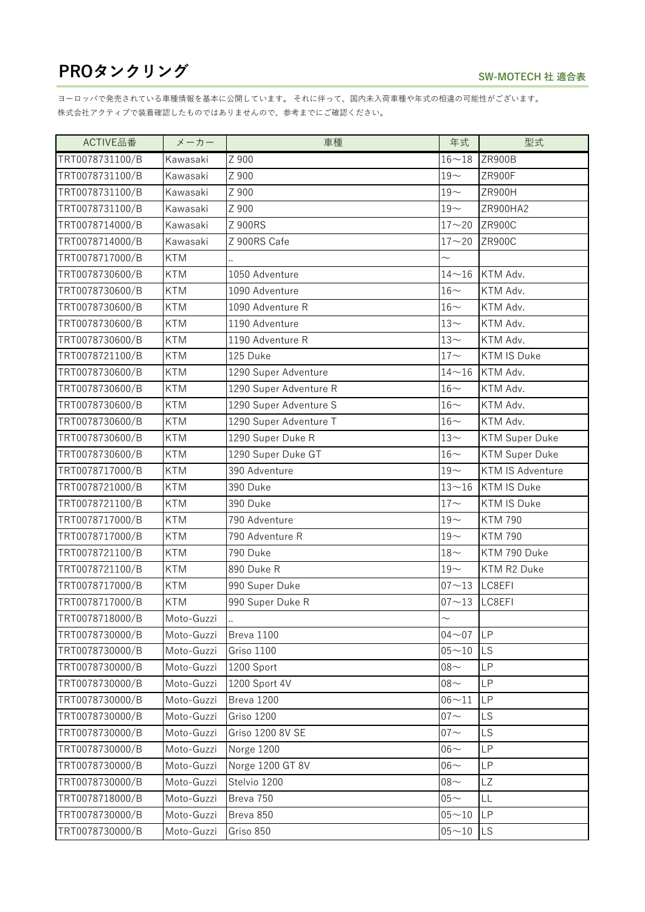# PROタンクリング

**SW-MOTECH 社 適合表**

ヨーロッパで発売されている車種情報を基本に公開しています。 それに伴って、国内未入荷車種や年式の相違の可能性がございます。
株式会社アクティブで装着確認したものではありませんので、参考までにご確認ください。

| ACTIVE品番 | メーカー | 車種 | 年式 | 型式 |
|---|---|---|---|---|
| TRT0078731100/B | Kawasaki | Z 900 | 16～18 | ZR900B |
| TRT0078731100/B | Kawasaki | Z 900 | 19～ | ZR900F |
| TRT0078731100/B | Kawasaki | Z 900 | 19～ | ZR900H |
| TRT0078731100/B | Kawasaki | Z 900 | 19～ | ZR900HA2 |
| TRT0078714000/B | Kawasaki | Z 900RS | 17～20 | ZR900C |
| TRT0078714000/B | Kawasaki | Z 900RS Cafe | 17～20 | ZR900C |
| TRT0078717000/B | KTM | .. | ～ | |
| TRT0078730600/B | KTM | 1050 Adventure | 14～16 | KTM Adv. |
| TRT0078730600/B | KTM | 1090 Adventure | 16～ | KTM Adv. |
| TRT0078730600/B | KTM | 1090 Adventure R | 16～ | KTM Adv. |
| TRT0078730600/B | KTM | 1190 Adventure | 13～ | KTM Adv. |
| TRT0078730600/B | KTM | 1190 Adventure R | 13～ | KTM Adv. |
| TRT0078721100/B | KTM | 125 Duke | 17～ | KTM IS Duke |
| TRT0078730600/B | KTM | 1290 Super Adventure | 14～16 | KTM Adv. |
| TRT0078730600/B | KTM | 1290 Super Adventure R | 16～ | KTM Adv. |
| TRT0078730600/B | KTM | 1290 Super Adventure S | 16～ | KTM Adv. |
| TRT0078730600/B | KTM | 1290 Super Adventure T | 16～ | KTM Adv. |
| TRT0078730600/B | KTM | 1290 Super Duke R | 13～ | KTM Super Duke |
| TRT0078730600/B | KTM | 1290 Super Duke GT | 16～ | KTM Super Duke |
| TRT0078717000/B | KTM | 390 Adventure | 19～ | KTM IS Adventure |
| TRT0078721000/B | KTM | 390 Duke | 13～16 | KTM IS Duke |
| TRT0078721100/B | KTM | 390 Duke | 17～ | KTM IS Duke |
| TRT0078717000/B | KTM | 790 Adventure | 19～ | KTM 790 |
| TRT0078717000/B | KTM | 790 Adventure R | 19～ | KTM 790 |
| TRT0078721100/B | KTM | 790 Duke | 18～ | KTM 790 Duke |
| TRT0078721100/B | KTM | 890 Duke R | 19～ | KTM R2 Duke |
| TRT0078717000/B | KTM | 990 Super Duke | 07～13 | LC8EFI |
| TRT0078717000/B | KTM | 990 Super Duke R | 07～13 | LC8EFI |
| TRT0078718000/B | Moto-Guzzi | .. | ～ | |
| TRT0078730000/B | Moto-Guzzi | Breva 1100 | 04～07 | LP |
| TRT0078730000/B | Moto-Guzzi | Griso 1100 | 05～10 | LS |
| TRT0078730000/B | Moto-Guzzi | 1200 Sport | 08～ | LP |
| TRT0078730000/B | Moto-Guzzi | 1200 Sport 4V | 08～ | LP |
| TRT0078730000/B | Moto-Guzzi | Breva 1200 | 06～11 | LP |
| TRT0078730000/B | Moto-Guzzi | Griso 1200 | 07～ | LS |
| TRT0078730000/B | Moto-Guzzi | Griso 1200 8V SE | 07～ | LS |
| TRT0078730000/B | Moto-Guzzi | Norge 1200 | 06～ | LP |
| TRT0078730000/B | Moto-Guzzi | Norge 1200 GT 8V | 06～ | LP |
| TRT0078730000/B | Moto-Guzzi | Stelvio 1200 | 08～ | LZ |
| TRT0078718000/B | Moto-Guzzi | Breva 750 | 05～ | LL |
| TRT0078730000/B | Moto-Guzzi | Breva 850 | 05～10 | LP |
| TRT0078730000/B | Moto-Guzzi | Griso 850 | 05～10 | LS |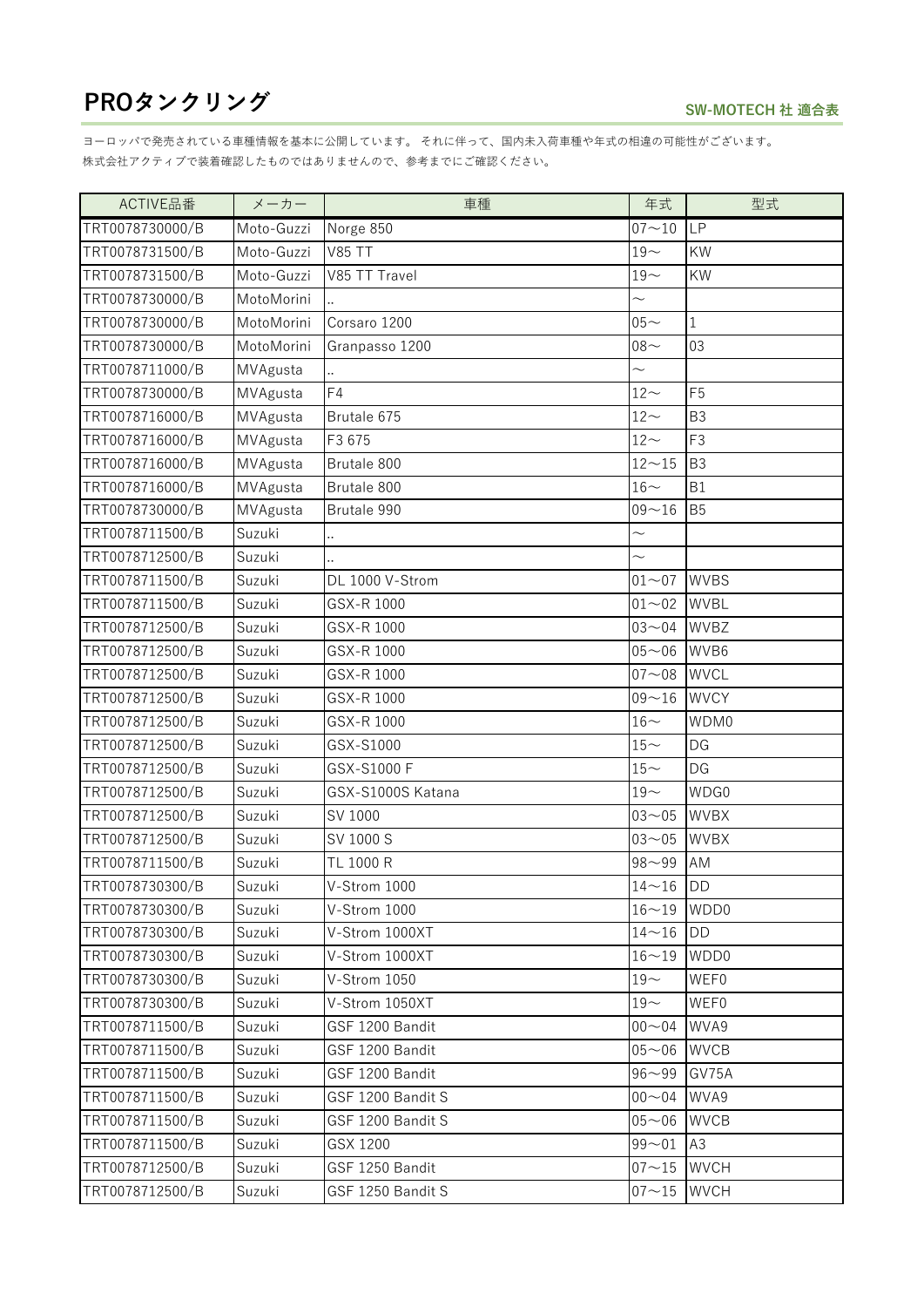# PROタンクリング

SW-MOTECH 社 適合表

ヨーロッパで発売されている車種情報を基本に公開しています。 それに伴って、国内未入荷車種や年式の相違の可能性がございます。
株式会社アクティブで装着確認したものではありませんので、参考までにご確認ください。

| ACTIVE品番 | メーカー | 車種 | 年式 | 型式 |
|---|---|---|---|---|
| TRT0078730000/B | Moto-Guzzi | Norge 850 | 07～10 | LP |
| TRT0078731500/B | Moto-Guzzi | V85 TT | 19～ | KW |
| TRT0078731500/B | Moto-Guzzi | V85 TT Travel | 19～ | KW |
| TRT0078730000/B | MotoMorini | .. | ～ | |
| TRT0078730000/B | MotoMorini | Corsaro 1200 | 05～ | 1 |
| TRT0078730000/B | MotoMorini | Granpasso 1200 | 08～ | 03 |
| TRT0078711000/B | MVAgusta | .. | ～ | |
| TRT0078730000/B | MVAgusta | F4 | 12～ | F5 |
| TRT0078716000/B | MVAgusta | Brutale 675 | 12～ | B3 |
| TRT0078716000/B | MVAgusta | F3 675 | 12～ | F3 |
| TRT0078716000/B | MVAgusta | Brutale 800 | 12～15 | B3 |
| TRT0078716000/B | MVAgusta | Brutale 800 | 16～ | B1 |
| TRT0078730000/B | MVAgusta | Brutale 990 | 09～16 | B5 |
| TRT0078711500/B | Suzuki | .. | ～ | |
| TRT0078712500/B | Suzuki | .. | ～ | |
| TRT0078711500/B | Suzuki | DL 1000 V-Strom | 01～07 | WVBS |
| TRT0078711500/B | Suzuki | GSX-R 1000 | 01～02 | WVBL |
| TRT0078712500/B | Suzuki | GSX-R 1000 | 03～04 | WVBZ |
| TRT0078712500/B | Suzuki | GSX-R 1000 | 05～06 | WVB6 |
| TRT0078712500/B | Suzuki | GSX-R 1000 | 07～08 | WVCL |
| TRT0078712500/B | Suzuki | GSX-R 1000 | 09～16 | WVCY |
| TRT0078712500/B | Suzuki | GSX-R 1000 | 16～ | WDM0 |
| TRT0078712500/B | Suzuki | GSX-S1000 | 15～ | DG |
| TRT0078712500/B | Suzuki | GSX-S1000 F | 15～ | DG |
| TRT0078712500/B | Suzuki | GSX-S1000S Katana | 19～ | WDG0 |
| TRT0078712500/B | Suzuki | SV 1000 | 03～05 | WVBX |
| TRT0078712500/B | Suzuki | SV 1000 S | 03～05 | WVBX |
| TRT0078711500/B | Suzuki | TL 1000 R | 98～99 | AM |
| TRT0078730300/B | Suzuki | V-Strom 1000 | 14～16 | DD |
| TRT0078730300/B | Suzuki | V-Strom 1000 | 16～19 | WDD0 |
| TRT0078730300/B | Suzuki | V-Strom 1000XT | 14～16 | DD |
| TRT0078730300/B | Suzuki | V-Strom 1000XT | 16～19 | WDD0 |
| TRT0078730300/B | Suzuki | V-Strom 1050 | 19～ | WEF0 |
| TRT0078730300/B | Suzuki | V-Strom 1050XT | 19～ | WEF0 |
| TRT0078711500/B | Suzuki | GSF 1200 Bandit | 00～04 | WVA9 |
| TRT0078711500/B | Suzuki | GSF 1200 Bandit | 05～06 | WVCB |
| TRT0078711500/B | Suzuki | GSF 1200 Bandit | 96～99 | GV75A |
| TRT0078711500/B | Suzuki | GSF 1200 Bandit S | 00～04 | WVA9 |
| TRT0078711500/B | Suzuki | GSF 1200 Bandit S | 05～06 | WVCB |
| TRT0078711500/B | Suzuki | GSX 1200 | 99～01 | A3 |
| TRT0078712500/B | Suzuki | GSF 1250 Bandit | 07～15 | WVCH |
| TRT0078712500/B | Suzuki | GSF 1250 Bandit S | 07～15 | WVCH |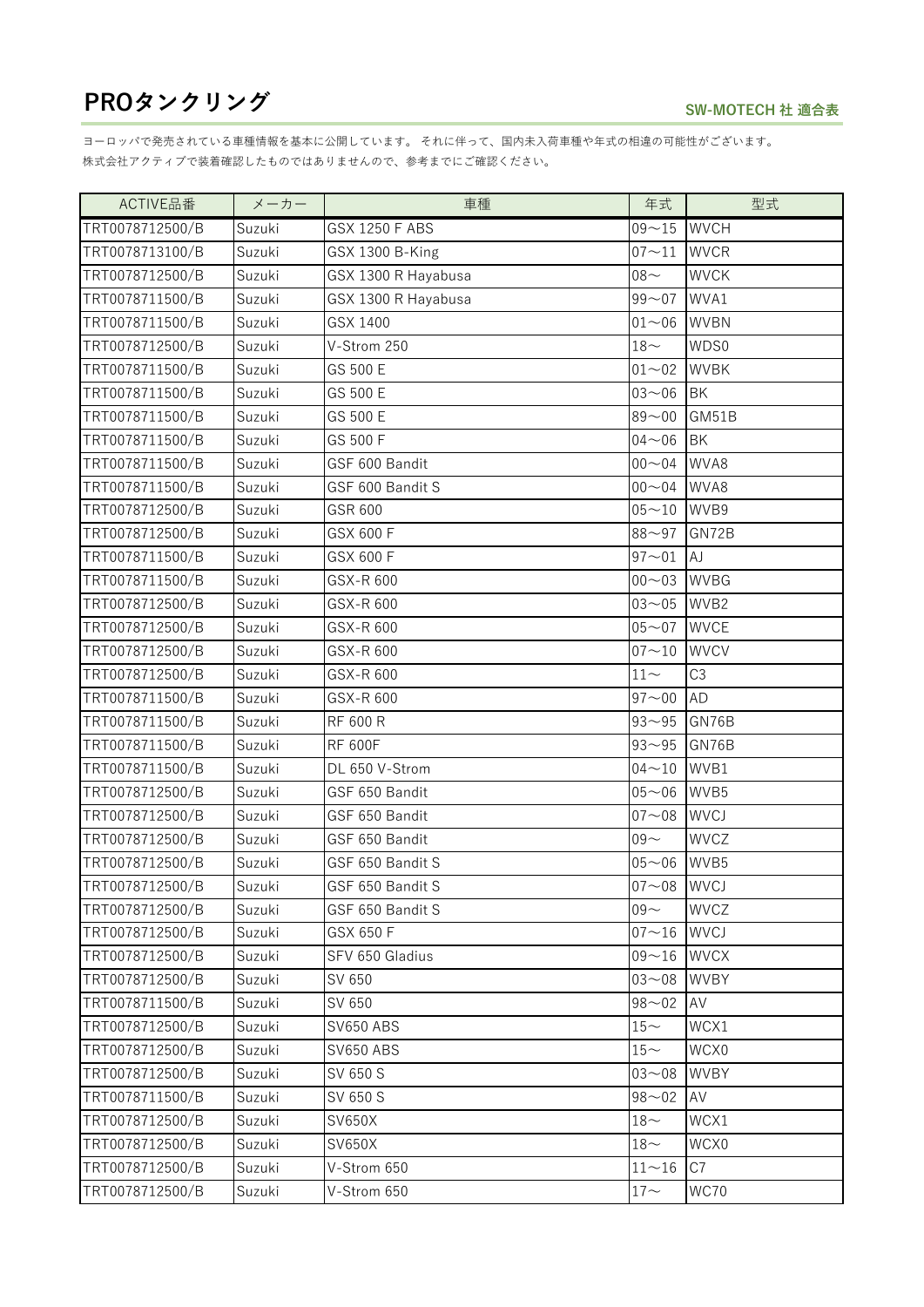# PROタンクリング

**SW-MOTECH 社 適合表**

ヨーロッパで発売されている車種情報を基本に公開しています。 それに伴って、国内未入荷車種や年式の相違の可能性がございます。
株式会社アクティブで装着確認したものではありませんので、参考までにご確認ください。

| ACTIVE品番 | メーカー | 車種 | 年式 | 型式 |
|---|---|---|---|---|
| TRT0078712500/B | Suzuki | GSX 1250 F ABS | 09～15 | WVCH |
| TRT0078713100/B | Suzuki | GSX 1300 B-King | 07～11 | WVCR |
| TRT0078712500/B | Suzuki | GSX 1300 R Hayabusa | 08～ | WVCK |
| TRT0078711500/B | Suzuki | GSX 1300 R Hayabusa | 99～07 | WVA1 |
| TRT0078711500/B | Suzuki | GSX 1400 | 01～06 | WVBN |
| TRT0078712500/B | Suzuki | V-Strom 250 | 18～ | WDS0 |
| TRT0078711500/B | Suzuki | GS 500 E | 01～02 | WVBK |
| TRT0078711500/B | Suzuki | GS 500 E | 03～06 | BK |
| TRT0078711500/B | Suzuki | GS 500 E | 89～00 | GM51B |
| TRT0078711500/B | Suzuki | GS 500 F | 04～06 | BK |
| TRT0078711500/B | Suzuki | GSF 600 Bandit | 00～04 | WVA8 |
| TRT0078711500/B | Suzuki | GSF 600 Bandit S | 00～04 | WVA8 |
| TRT0078712500/B | Suzuki | GSR 600 | 05～10 | WVB9 |
| TRT0078712500/B | Suzuki | GSX 600 F | 88～97 | GN72B |
| TRT0078711500/B | Suzuki | GSX 600 F | 97～01 | AJ |
| TRT0078711500/B | Suzuki | GSX-R 600 | 00～03 | WVBG |
| TRT0078712500/B | Suzuki | GSX-R 600 | 03～05 | WVB2 |
| TRT0078712500/B | Suzuki | GSX-R 600 | 05～07 | WVCE |
| TRT0078712500/B | Suzuki | GSX-R 600 | 07～10 | WVCV |
| TRT0078712500/B | Suzuki | GSX-R 600 | 11～ | C3 |
| TRT0078711500/B | Suzuki | GSX-R 600 | 97～00 | AD |
| TRT0078711500/B | Suzuki | RF 600 R | 93～95 | GN76B |
| TRT0078711500/B | Suzuki | RF 600F | 93～95 | GN76B |
| TRT0078711500/B | Suzuki | DL 650 V-Strom | 04～10 | WVB1 |
| TRT0078712500/B | Suzuki | GSF 650 Bandit | 05～06 | WVB5 |
| TRT0078712500/B | Suzuki | GSF 650 Bandit | 07～08 | WVCJ |
| TRT0078712500/B | Suzuki | GSF 650 Bandit | 09～ | WVCZ |
| TRT0078712500/B | Suzuki | GSF 650 Bandit S | 05～06 | WVB5 |
| TRT0078712500/B | Suzuki | GSF 650 Bandit S | 07～08 | WVCJ |
| TRT0078712500/B | Suzuki | GSF 650 Bandit S | 09～ | WVCZ |
| TRT0078712500/B | Suzuki | GSX 650 F | 07～16 | WVCJ |
| TRT0078712500/B | Suzuki | SFV 650 Gladius | 09～16 | WVCX |
| TRT0078712500/B | Suzuki | SV 650 | 03～08 | WVBY |
| TRT0078711500/B | Suzuki | SV 650 | 98～02 | AV |
| TRT0078712500/B | Suzuki | SV650 ABS | 15～ | WCX1 |
| TRT0078712500/B | Suzuki | SV650 ABS | 15～ | WCX0 |
| TRT0078712500/B | Suzuki | SV 650 S | 03～08 | WVBY |
| TRT0078711500/B | Suzuki | SV 650 S | 98～02 | AV |
| TRT0078712500/B | Suzuki | SV650X | 18～ | WCX1 |
| TRT0078712500/B | Suzuki | SV650X | 18～ | WCX0 |
| TRT0078712500/B | Suzuki | V-Strom 650 | 11～16 | C7 |
| TRT0078712500/B | Suzuki | V-Strom 650 | 17～ | WC70 |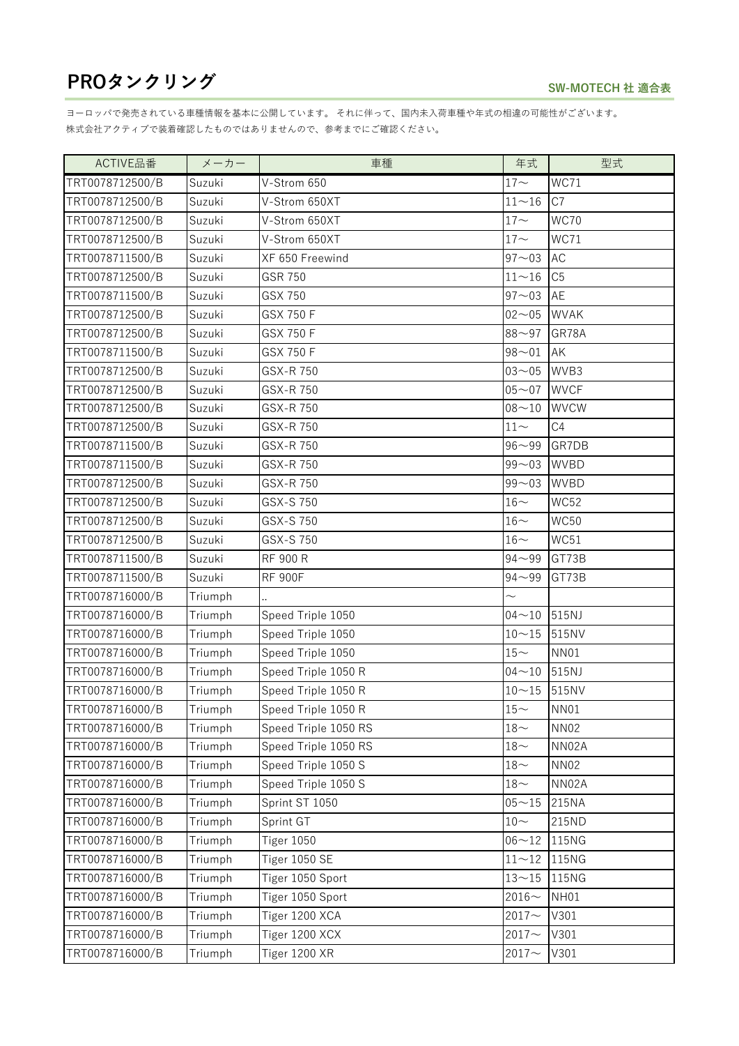# PROタンクリング

**SW-MOTECH 社 適合表**

ヨーロッパで発売されている車種情報を基本に公開しています。 それに伴って、国内未入荷車種や年式の相違の可能性がございます。
株式会社アクティブで装着確認したものではありませんので、参考までにご確認ください。

| ACTIVE品番 | メーカー | 車種 | 年式 | 型式 |
|---|---|---|---|---|
| TRT0078712500/B | Suzuki | V-Strom 650 | 17～ | WC71 |
| TRT0078712500/B | Suzuki | V-Strom 650XT | 11～16 | C7 |
| TRT0078712500/B | Suzuki | V-Strom 650XT | 17～ | WC70 |
| TRT0078712500/B | Suzuki | V-Strom 650XT | 17～ | WC71 |
| TRT0078711500/B | Suzuki | XF 650 Freewind | 97～03 | AC |
| TRT0078712500/B | Suzuki | GSR 750 | 11～16 | C5 |
| TRT0078711500/B | Suzuki | GSX 750 | 97～03 | AE |
| TRT0078712500/B | Suzuki | GSX 750 F | 02～05 | WVAK |
| TRT0078712500/B | Suzuki | GSX 750 F | 88～97 | GR78A |
| TRT0078711500/B | Suzuki | GSX 750 F | 98～01 | AK |
| TRT0078712500/B | Suzuki | GSX-R 750 | 03～05 | WVB3 |
| TRT0078712500/B | Suzuki | GSX-R 750 | 05～07 | WVCF |
| TRT0078712500/B | Suzuki | GSX-R 750 | 08～10 | WVCW |
| TRT0078712500/B | Suzuki | GSX-R 750 | 11～ | C4 |
| TRT0078711500/B | Suzuki | GSX-R 750 | 96～99 | GR7DB |
| TRT0078711500/B | Suzuki | GSX-R 750 | 99～03 | WVBD |
| TRT0078712500/B | Suzuki | GSX-R 750 | 99～03 | WVBD |
| TRT0078712500/B | Suzuki | GSX-S 750 | 16～ | WC52 |
| TRT0078712500/B | Suzuki | GSX-S 750 | 16～ | WC50 |
| TRT0078712500/B | Suzuki | GSX-S 750 | 16～ | WC51 |
| TRT0078711500/B | Suzuki | RF 900 R | 94～99 | GT73B |
| TRT0078711500/B | Suzuki | RF 900F | 94～99 | GT73B |
| TRT0078716000/B | Triumph | .. | ～ | |
| TRT0078716000/B | Triumph | Speed Triple 1050 | 04～10 | 515NJ |
| TRT0078716000/B | Triumph | Speed Triple 1050 | 10～15 | 515NV |
| TRT0078716000/B | Triumph | Speed Triple 1050 | 15～ | NN01 |
| TRT0078716000/B | Triumph | Speed Triple 1050 R | 04～10 | 515NJ |
| TRT0078716000/B | Triumph | Speed Triple 1050 R | 10～15 | 515NV |
| TRT0078716000/B | Triumph | Speed Triple 1050 R | 15～ | NN01 |
| TRT0078716000/B | Triumph | Speed Triple 1050 RS | 18～ | NN02 |
| TRT0078716000/B | Triumph | Speed Triple 1050 RS | 18～ | NN02A |
| TRT0078716000/B | Triumph | Speed Triple 1050 S | 18～ | NN02 |
| TRT0078716000/B | Triumph | Speed Triple 1050 S | 18～ | NN02A |
| TRT0078716000/B | Triumph | Sprint ST 1050 | 05～15 | 215NA |
| TRT0078716000/B | Triumph | Sprint GT | 10～ | 215ND |
| TRT0078716000/B | Triumph | Tiger 1050 | 06～12 | 115NG |
| TRT0078716000/B | Triumph | Tiger 1050 SE | 11～12 | 115NG |
| TRT0078716000/B | Triumph | Tiger 1050 Sport | 13～15 | 115NG |
| TRT0078716000/B | Triumph | Tiger 1050 Sport | 2016～ | NH01 |
| TRT0078716000/B | Triumph | Tiger 1200 XCA | 2017～ | V301 |
| TRT0078716000/B | Triumph | Tiger 1200 XCX | 2017～ | V301 |
| TRT0078716000/B | Triumph | Tiger 1200 XR | 2017～ | V301 |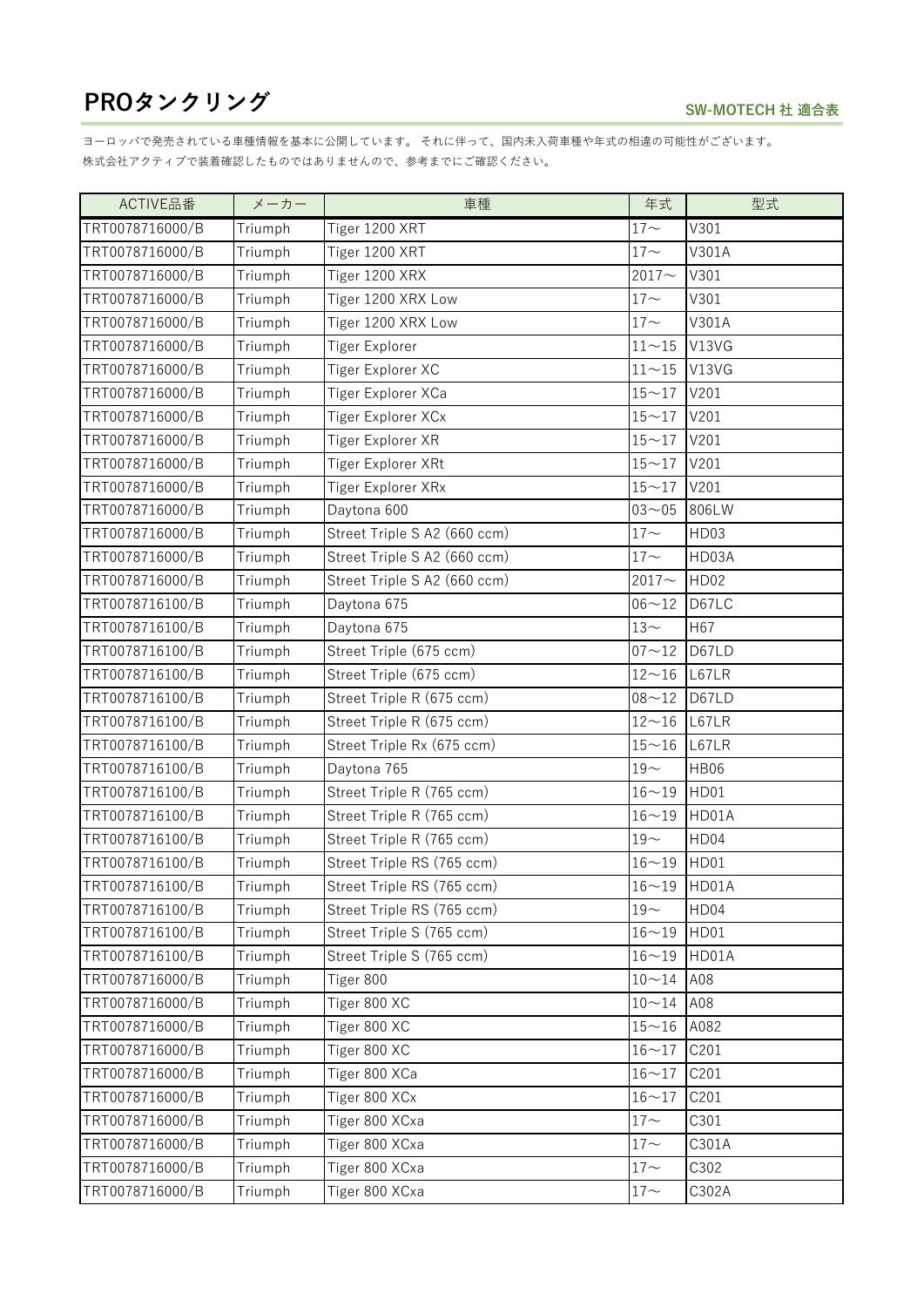# PROタンクリング

**SW-MOTECH 社 適合表**

ヨーロッパで発売されている車種情報を基本に公開しています。 それに伴って、国内未入荷車種や年式の相違の可能性がございます。
株式会社アクティブで装着確認したものではありませんので、参考までにご確認ください。

| ACTIVE品番 | メーカー | 車種 | 年式 | 型式 |
|---|---|---|---|---|
| TRT0078716000/B | Triumph | Tiger 1200 XRT | 17～ | V301 |
| TRT0078716000/B | Triumph | Tiger 1200 XRT | 17～ | V301A |
| TRT0078716000/B | Triumph | Tiger 1200 XRX | 2017～ | V301 |
| TRT0078716000/B | Triumph | Tiger 1200 XRX Low | 17～ | V301 |
| TRT0078716000/B | Triumph | Tiger 1200 XRX Low | 17～ | V301A |
| TRT0078716000/B | Triumph | Tiger Explorer | 11～15 | V13VG |
| TRT0078716000/B | Triumph | Tiger Explorer XC | 11～15 | V13VG |
| TRT0078716000/B | Triumph | Tiger Explorer XCa | 15～17 | V201 |
| TRT0078716000/B | Triumph | Tiger Explorer XCx | 15～17 | V201 |
| TRT0078716000/B | Triumph | Tiger Explorer XR | 15～17 | V201 |
| TRT0078716000/B | Triumph | Tiger Explorer XRt | 15～17 | V201 |
| TRT0078716000/B | Triumph | Tiger Explorer XRx | 15～17 | V201 |
| TRT0078716000/B | Triumph | Daytona 600 | 03～05 | 806LW |
| TRT0078716000/B | Triumph | Street Triple S A2 (660 ccm) | 17～ | HD03 |
| TRT0078716000/B | Triumph | Street Triple S A2 (660 ccm) | 17～ | HD03A |
| TRT0078716000/B | Triumph | Street Triple S A2 (660 ccm) | 2017～ | HD02 |
| TRT0078716100/B | Triumph | Daytona 675 | 06～12 | D67LC |
| TRT0078716100/B | Triumph | Daytona 675 | 13～ | H67 |
| TRT0078716100/B | Triumph | Street Triple (675 ccm) | 07～12 | D67LD |
| TRT0078716100/B | Triumph | Street Triple (675 ccm) | 12～16 | L67LR |
| TRT0078716100/B | Triumph | Street Triple R (675 ccm) | 08～12 | D67LD |
| TRT0078716100/B | Triumph | Street Triple R (675 ccm) | 12～16 | L67LR |
| TRT0078716100/B | Triumph | Street Triple Rx (675 ccm) | 15～16 | L67LR |
| TRT0078716100/B | Triumph | Daytona 765 | 19～ | HB06 |
| TRT0078716100/B | Triumph | Street Triple R (765 ccm) | 16～19 | HD01 |
| TRT0078716100/B | Triumph | Street Triple R (765 ccm) | 16～19 | HD01A |
| TRT0078716100/B | Triumph | Street Triple R (765 ccm) | 19～ | HD04 |
| TRT0078716100/B | Triumph | Street Triple RS (765 ccm) | 16～19 | HD01 |
| TRT0078716100/B | Triumph | Street Triple RS (765 ccm) | 16～19 | HD01A |
| TRT0078716100/B | Triumph | Street Triple RS (765 ccm) | 19～ | HD04 |
| TRT0078716100/B | Triumph | Street Triple S (765 ccm) | 16～19 | HD01 |
| TRT0078716100/B | Triumph | Street Triple S (765 ccm) | 16～19 | HD01A |
| TRT0078716000/B | Triumph | Tiger 800 | 10～14 | A08 |
| TRT0078716000/B | Triumph | Tiger 800 XC | 10～14 | A08 |
| TRT0078716000/B | Triumph | Tiger 800 XC | 15～16 | A082 |
| TRT0078716000/B | Triumph | Tiger 800 XC | 16～17 | C201 |
| TRT0078716000/B | Triumph | Tiger 800 XCa | 16～17 | C201 |
| TRT0078716000/B | Triumph | Tiger 800 XCx | 16～17 | C201 |
| TRT0078716000/B | Triumph | Tiger 800 XCxa | 17～ | C301 |
| TRT0078716000/B | Triumph | Tiger 800 XCxa | 17～ | C301A |
| TRT0078716000/B | Triumph | Tiger 800 XCxa | 17～ | C302 |
| TRT0078716000/B | Triumph | Tiger 800 XCxa | 17～ | C302A |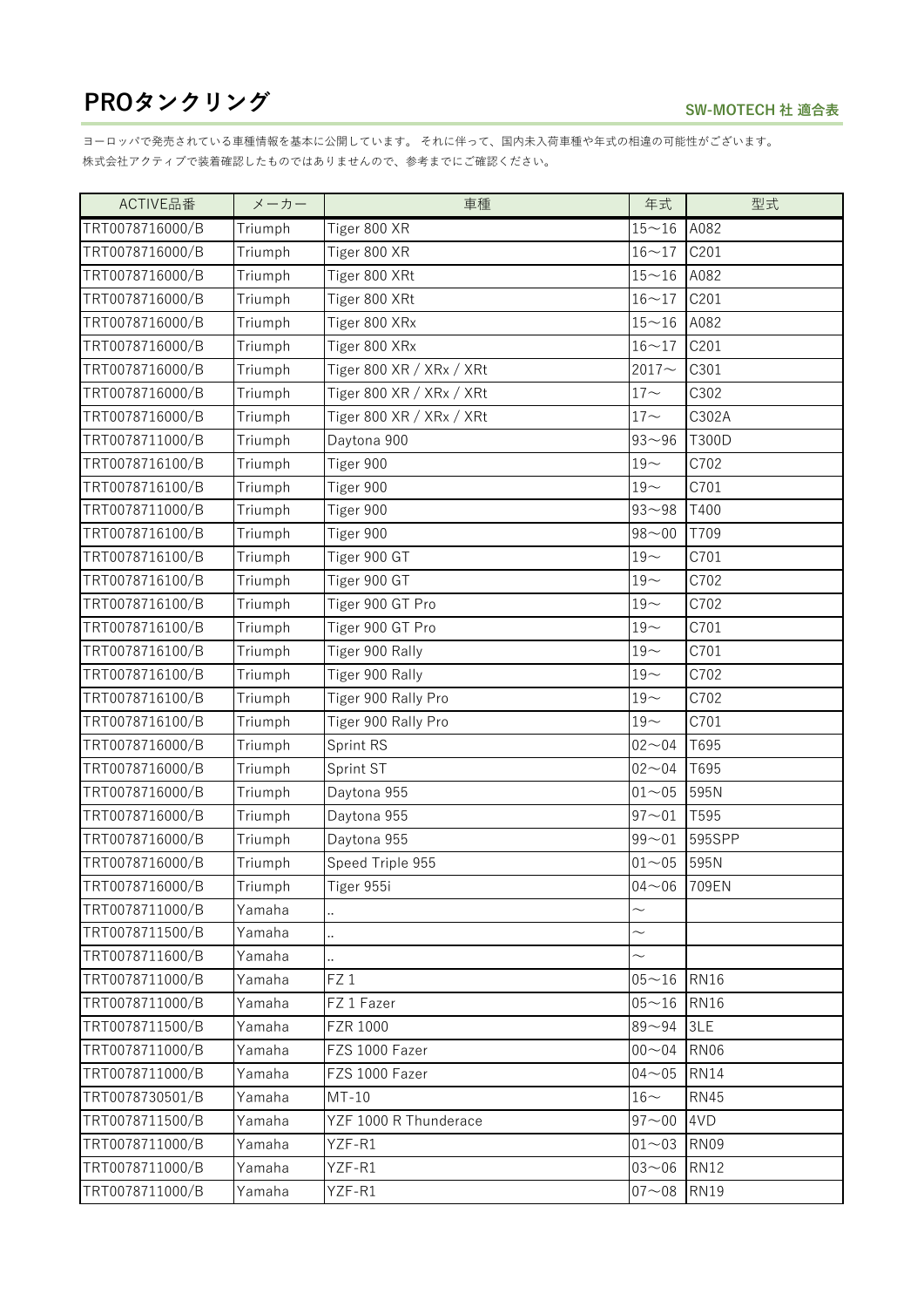# PROタンクリング

**SW-MOTECH 社 適合表**

ヨーロッパで発売されている車種情報を基本に公開しています。 それに伴って、国内未入荷車種や年式の相違の可能性がございます。
株式会社アクティブで装着確認したものではありませんので、参考までにご確認ください。

| ACTIVE品番 | メーカー | 車種 | 年式 | 型式 |
|---|---|---|---|---|
| TRT0078716000/B | Triumph | Tiger 800 XR | 15～16 | A082 |
| TRT0078716000/B | Triumph | Tiger 800 XR | 16～17 | C201 |
| TRT0078716000/B | Triumph | Tiger 800 XRt | 15～16 | A082 |
| TRT0078716000/B | Triumph | Tiger 800 XRt | 16～17 | C201 |
| TRT0078716000/B | Triumph | Tiger 800 XRx | 15～16 | A082 |
| TRT0078716000/B | Triumph | Tiger 800 XRx | 16～17 | C201 |
| TRT0078716000/B | Triumph | Tiger 800 XR / XRx / XRt | 2017～ | C301 |
| TRT0078716000/B | Triumph | Tiger 800 XR / XRx / XRt | 17～ | C302 |
| TRT0078716000/B | Triumph | Tiger 800 XR / XRx / XRt | 17～ | C302A |
| TRT0078711000/B | Triumph | Daytona 900 | 93～96 | T300D |
| TRT0078716100/B | Triumph | Tiger 900 | 19～ | C702 |
| TRT0078716100/B | Triumph | Tiger 900 | 19～ | C701 |
| TRT0078711000/B | Triumph | Tiger 900 | 93～98 | T400 |
| TRT0078716100/B | Triumph | Tiger 900 | 98～00 | T709 |
| TRT0078716100/B | Triumph | Tiger 900 GT | 19～ | C701 |
| TRT0078716100/B | Triumph | Tiger 900 GT | 19～ | C702 |
| TRT0078716100/B | Triumph | Tiger 900 GT Pro | 19～ | C702 |
| TRT0078716100/B | Triumph | Tiger 900 GT Pro | 19～ | C701 |
| TRT0078716100/B | Triumph | Tiger 900 Rally | 19～ | C701 |
| TRT0078716100/B | Triumph | Tiger 900 Rally | 19～ | C702 |
| TRT0078716100/B | Triumph | Tiger 900 Rally Pro | 19～ | C702 |
| TRT0078716100/B | Triumph | Tiger 900 Rally Pro | 19～ | C701 |
| TRT0078716000/B | Triumph | Sprint RS | 02～04 | T695 |
| TRT0078716000/B | Triumph | Sprint ST | 02～04 | T695 |
| TRT0078716000/B | Triumph | Daytona 955 | 01～05 | 595N |
| TRT0078716000/B | Triumph | Daytona 955 | 97～01 | T595 |
| TRT0078716000/B | Triumph | Daytona 955 | 99～01 | 595SPP |
| TRT0078716000/B | Triumph | Speed Triple 955 | 01～05 | 595N |
| TRT0078716000/B | Triumph | Tiger 955i | 04～06 | 709EN |
| TRT0078711000/B | Yamaha | .. | ～ | |
| TRT0078711500/B | Yamaha | .. | ～ | |
| TRT0078711600/B | Yamaha | .. | ～ | |
| TRT0078711000/B | Yamaha | FZ 1 | 05～16 | RN16 |
| TRT0078711000/B | Yamaha | FZ 1 Fazer | 05～16 | RN16 |
| TRT0078711500/B | Yamaha | FZR 1000 | 89～94 | 3LE |
| TRT0078711000/B | Yamaha | FZS 1000 Fazer | 00～04 | RN06 |
| TRT0078711000/B | Yamaha | FZS 1000 Fazer | 04～05 | RN14 |
| TRT0078730501/B | Yamaha | MT-10 | 16～ | RN45 |
| TRT0078711500/B | Yamaha | YZF 1000 R Thunderace | 97～00 | 4VD |
| TRT0078711000/B | Yamaha | YZF-R1 | 01～03 | RN09 |
| TRT0078711000/B | Yamaha | YZF-R1 | 03～06 | RN12 |
| TRT0078711000/B | Yamaha | YZF-R1 | 07～08 | RN19 |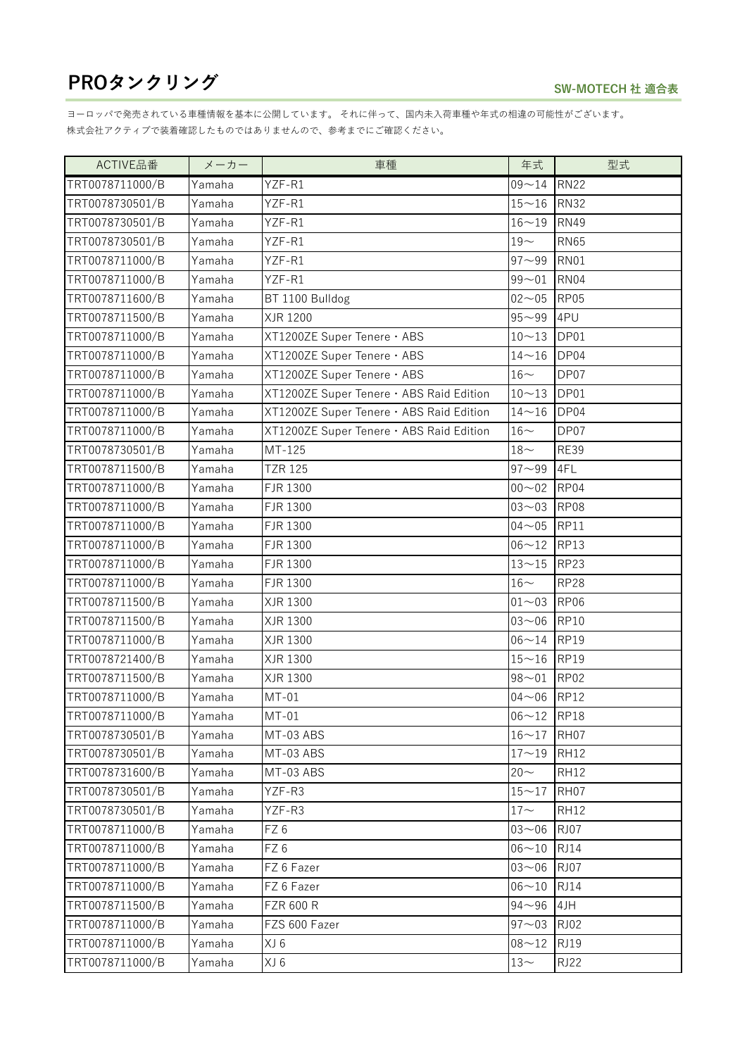# PROタンクリング

**SW-MOTECH 社 適合表**

ヨーロッパで発売されている車種情報を基本に公開しています。 それに伴って、国内未入荷車種や年式の相違の可能性がございます。
株式会社アクティブで装着確認したものではありませんので、参考までにご確認ください。

| ACTIVE品番 | メーカー | 車種 | 年式 | 型式 |
|---|---|---|---|---|
| TRT0078711000/B | Yamaha | YZF-R1 | 09～14 | RN22 |
| TRT0078730501/B | Yamaha | YZF-R1 | 15～16 | RN32 |
| TRT0078730501/B | Yamaha | YZF-R1 | 16～19 | RN49 |
| TRT0078730501/B | Yamaha | YZF-R1 | 19～ | RN65 |
| TRT0078711000/B | Yamaha | YZF-R1 | 97～99 | RN01 |
| TRT0078711000/B | Yamaha | YZF-R1 | 99～01 | RN04 |
| TRT0078711600/B | Yamaha | BT 1100 Bulldog | 02～05 | RP05 |
| TRT0078711500/B | Yamaha | XJR 1200 | 95～99 | 4PU |
| TRT0078711000/B | Yamaha | XT1200ZE Super Tenere・ABS | 10～13 | DP01 |
| TRT0078711000/B | Yamaha | XT1200ZE Super Tenere・ABS | 14～16 | DP04 |
| TRT0078711000/B | Yamaha | XT1200ZE Super Tenere・ABS | 16～ | DP07 |
| TRT0078711000/B | Yamaha | XT1200ZE Super Tenere・ABS Raid Edition | 10～13 | DP01 |
| TRT0078711000/B | Yamaha | XT1200ZE Super Tenere・ABS Raid Edition | 14～16 | DP04 |
| TRT0078711000/B | Yamaha | XT1200ZE Super Tenere・ABS Raid Edition | 16～ | DP07 |
| TRT0078730501/B | Yamaha | MT-125 | 18～ | RE39 |
| TRT0078711500/B | Yamaha | TZR 125 | 97～99 | 4FL |
| TRT0078711000/B | Yamaha | FJR 1300 | 00～02 | RP04 |
| TRT0078711000/B | Yamaha | FJR 1300 | 03～03 | RP08 |
| TRT0078711000/B | Yamaha | FJR 1300 | 04～05 | RP11 |
| TRT0078711000/B | Yamaha | FJR 1300 | 06～12 | RP13 |
| TRT0078711000/B | Yamaha | FJR 1300 | 13～15 | RP23 |
| TRT0078711000/B | Yamaha | FJR 1300 | 16～ | RP28 |
| TRT0078711500/B | Yamaha | XJR 1300 | 01～03 | RP06 |
| TRT0078711500/B | Yamaha | XJR 1300 | 03～06 | RP10 |
| TRT0078711000/B | Yamaha | XJR 1300 | 06～14 | RP19 |
| TRT0078721400/B | Yamaha | XJR 1300 | 15～16 | RP19 |
| TRT0078711500/B | Yamaha | XJR 1300 | 98～01 | RP02 |
| TRT0078711000/B | Yamaha | MT-01 | 04～06 | RP12 |
| TRT0078711000/B | Yamaha | MT-01 | 06～12 | RP18 |
| TRT0078730501/B | Yamaha | MT-03 ABS | 16～17 | RH07 |
| TRT0078730501/B | Yamaha | MT-03 ABS | 17～19 | RH12 |
| TRT0078731600/B | Yamaha | MT-03 ABS | 20～ | RH12 |
| TRT0078730501/B | Yamaha | YZF-R3 | 15～17 | RH07 |
| TRT0078730501/B | Yamaha | YZF-R3 | 17～ | RH12 |
| TRT0078711000/B | Yamaha | FZ 6 | 03～06 | RJ07 |
| TRT0078711000/B | Yamaha | FZ 6 | 06～10 | RJ14 |
| TRT0078711000/B | Yamaha | FZ 6 Fazer | 03～06 | RJ07 |
| TRT0078711000/B | Yamaha | FZ 6 Fazer | 06～10 | RJ14 |
| TRT0078711500/B | Yamaha | FZR 600 R | 94～96 | 4JH |
| TRT0078711000/B | Yamaha | FZS 600 Fazer | 97～03 | RJ02 |
| TRT0078711000/B | Yamaha | XJ 6 | 08～12 | RJ19 |
| TRT0078711000/B | Yamaha | XJ 6 | 13～ | RJ22 |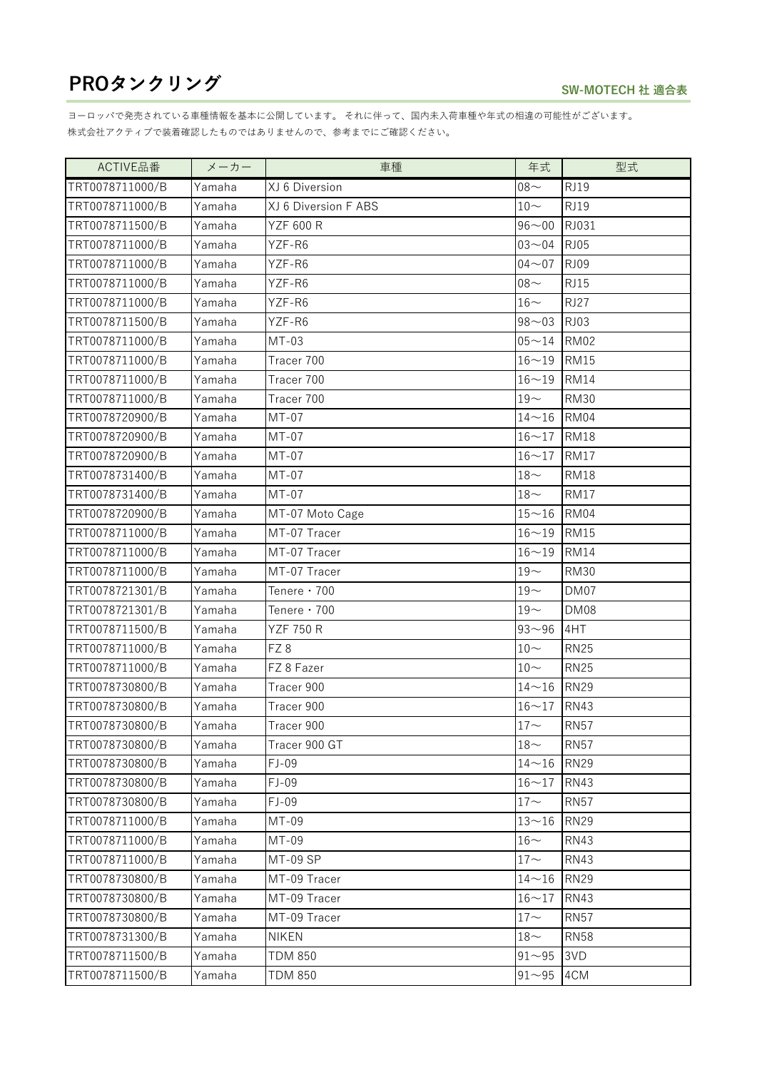# PROタンクリング

**SW-MOTECH 社 適合表**

ヨーロッパで発売されている車種情報を基本に公開しています。 それに伴って、国内未入荷車種や年式の相違の可能性がございます。
株式会社アクティブで装着確認したものではありませんので、参考までにご確認ください。

| ACTIVE品番 | メーカー | 車種 | 年式 | 型式 |
|---|---|---|---|---|
| TRT0078711000/B | Yamaha | XJ 6 Diversion | 08～ | RJ19 |
| TRT0078711000/B | Yamaha | XJ 6 Diversion F ABS | 10～ | RJ19 |
| TRT0078711500/B | Yamaha | YZF 600 R | 96～00 | RJ031 |
| TRT0078711000/B | Yamaha | YZF-R6 | 03～04 | RJ05 |
| TRT0078711000/B | Yamaha | YZF-R6 | 04～07 | RJ09 |
| TRT0078711000/B | Yamaha | YZF-R6 | 08～ | RJ15 |
| TRT0078711000/B | Yamaha | YZF-R6 | 16～ | RJ27 |
| TRT0078711500/B | Yamaha | YZF-R6 | 98～03 | RJ03 |
| TRT0078711000/B | Yamaha | MT-03 | 05～14 | RM02 |
| TRT0078711000/B | Yamaha | Tracer 700 | 16～19 | RM15 |
| TRT0078711000/B | Yamaha | Tracer 700 | 16～19 | RM14 |
| TRT0078711000/B | Yamaha | Tracer 700 | 19～ | RM30 |
| TRT0078720900/B | Yamaha | MT-07 | 14～16 | RM04 |
| TRT0078720900/B | Yamaha | MT-07 | 16～17 | RM18 |
| TRT0078720900/B | Yamaha | MT-07 | 16～17 | RM17 |
| TRT0078731400/B | Yamaha | MT-07 | 18～ | RM18 |
| TRT0078731400/B | Yamaha | MT-07 | 18～ | RM17 |
| TRT0078720900/B | Yamaha | MT-07 Moto Cage | 15～16 | RM04 |
| TRT0078711000/B | Yamaha | MT-07 Tracer | 16～19 | RM15 |
| TRT0078711000/B | Yamaha | MT-07 Tracer | 16～19 | RM14 |
| TRT0078711000/B | Yamaha | MT-07 Tracer | 19～ | RM30 |
| TRT0078721301/B | Yamaha | Tenere・700 | 19～ | DM07 |
| TRT0078721301/B | Yamaha | Tenere・700 | 19～ | DM08 |
| TRT0078711500/B | Yamaha | YZF 750 R | 93～96 | 4HT |
| TRT0078711000/B | Yamaha | FZ 8 | 10～ | RN25 |
| TRT0078711000/B | Yamaha | FZ 8 Fazer | 10～ | RN25 |
| TRT0078730800/B | Yamaha | Tracer 900 | 14～16 | RN29 |
| TRT0078730800/B | Yamaha | Tracer 900 | 16～17 | RN43 |
| TRT0078730800/B | Yamaha | Tracer 900 | 17～ | RN57 |
| TRT0078730800/B | Yamaha | Tracer 900 GT | 18～ | RN57 |
| TRT0078730800/B | Yamaha | FJ-09 | 14～16 | RN29 |
| TRT0078730800/B | Yamaha | FJ-09 | 16～17 | RN43 |
| TRT0078730800/B | Yamaha | FJ-09 | 17～ | RN57 |
| TRT0078711000/B | Yamaha | MT-09 | 13～16 | RN29 |
| TRT0078711000/B | Yamaha | MT-09 | 16～ | RN43 |
| TRT0078711000/B | Yamaha | MT-09 SP | 17～ | RN43 |
| TRT0078730800/B | Yamaha | MT-09 Tracer | 14～16 | RN29 |
| TRT0078730800/B | Yamaha | MT-09 Tracer | 16～17 | RN43 |
| TRT0078730800/B | Yamaha | MT-09 Tracer | 17～ | RN57 |
| TRT0078731300/B | Yamaha | NIKEN | 18～ | RN58 |
| TRT0078711500/B | Yamaha | TDM 850 | 91～95 | 3VD |
| TRT0078711500/B | Yamaha | TDM 850 | 91～95 | 4CM |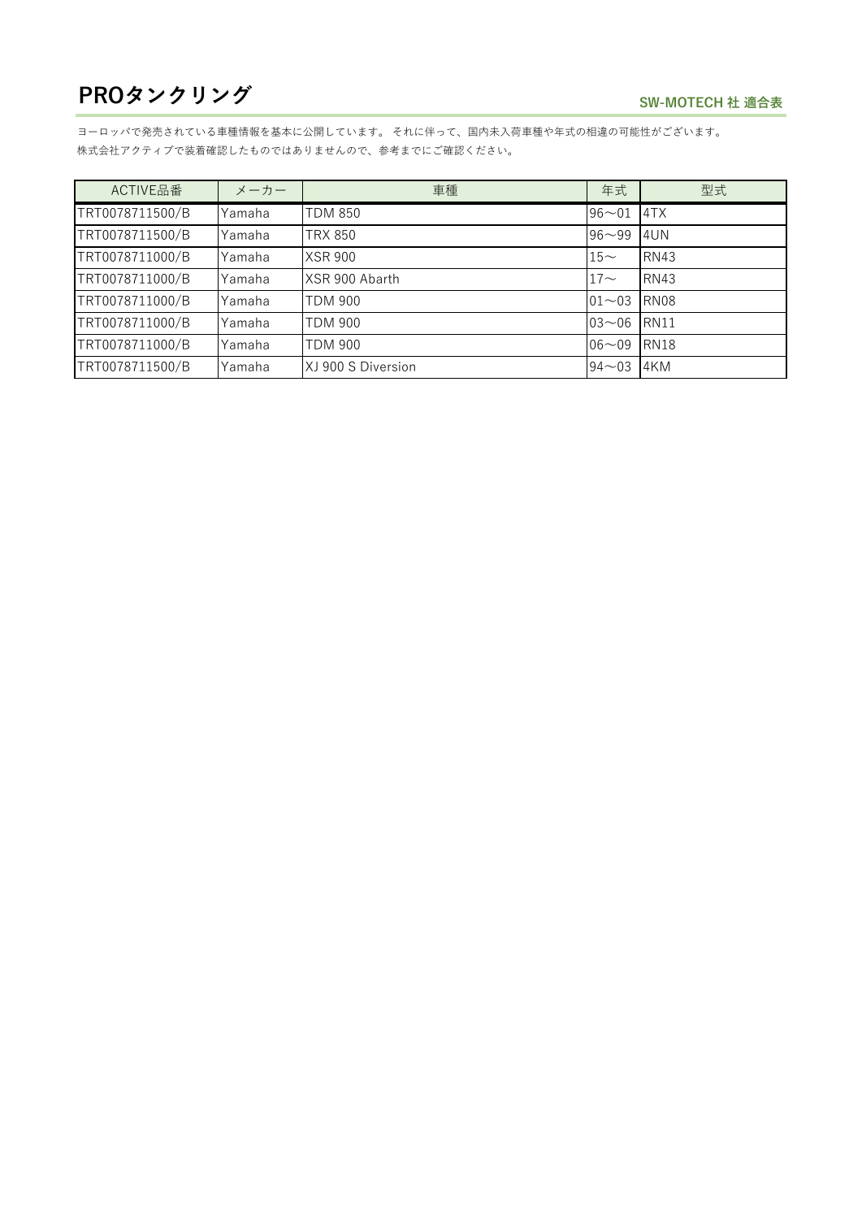# PROタンクリング

SW-MOTECH 社 適合表

ヨーロッパで発売されている車種情報を基本に公開しています。 それに伴って、国内未入荷車種や年式の相違の可能性がございます。
株式会社アクティブで装着確認したものではありませんので、参考までにご確認ください。

| ACTIVE品番 | メーカー | 車種 | 年式 | 型式 |
|---|---|---|---|---|
| TRT0078711500/B | Yamaha | TDM 850 | 96～01 | 4TX |
| TRT0078711500/B | Yamaha | TRX 850 | 96～99 | 4UN |
| TRT0078711000/B | Yamaha | XSR 900 | 15～ | RN43 |
| TRT0078711000/B | Yamaha | XSR 900 Abarth | 17～ | RN43 |
| TRT0078711000/B | Yamaha | TDM 900 | 01～03 | RN08 |
| TRT0078711000/B | Yamaha | TDM 900 | 03～06 | RN11 |
| TRT0078711000/B | Yamaha | TDM 900 | 06～09 | RN18 |
| TRT0078711500/B | Yamaha | XJ 900 S Diversion | 94～03 | 4KM |